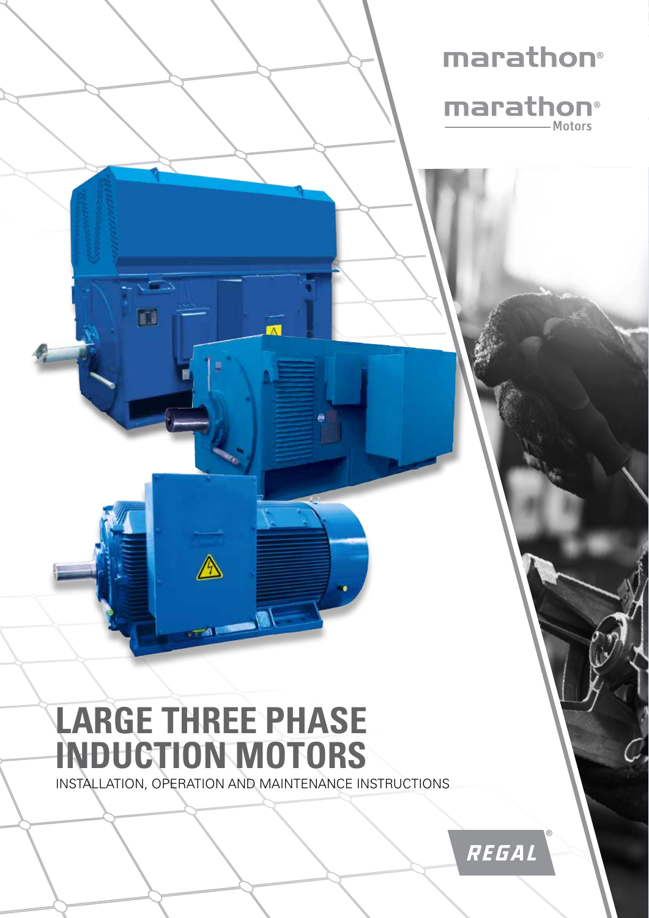marathon®

marathon® Motors

# LARGE THREE PHASE INDUCTION MOTORS

INSTALLATION, OPERATION AND MAINTENANCE INSTRUCTIONS

REGAL®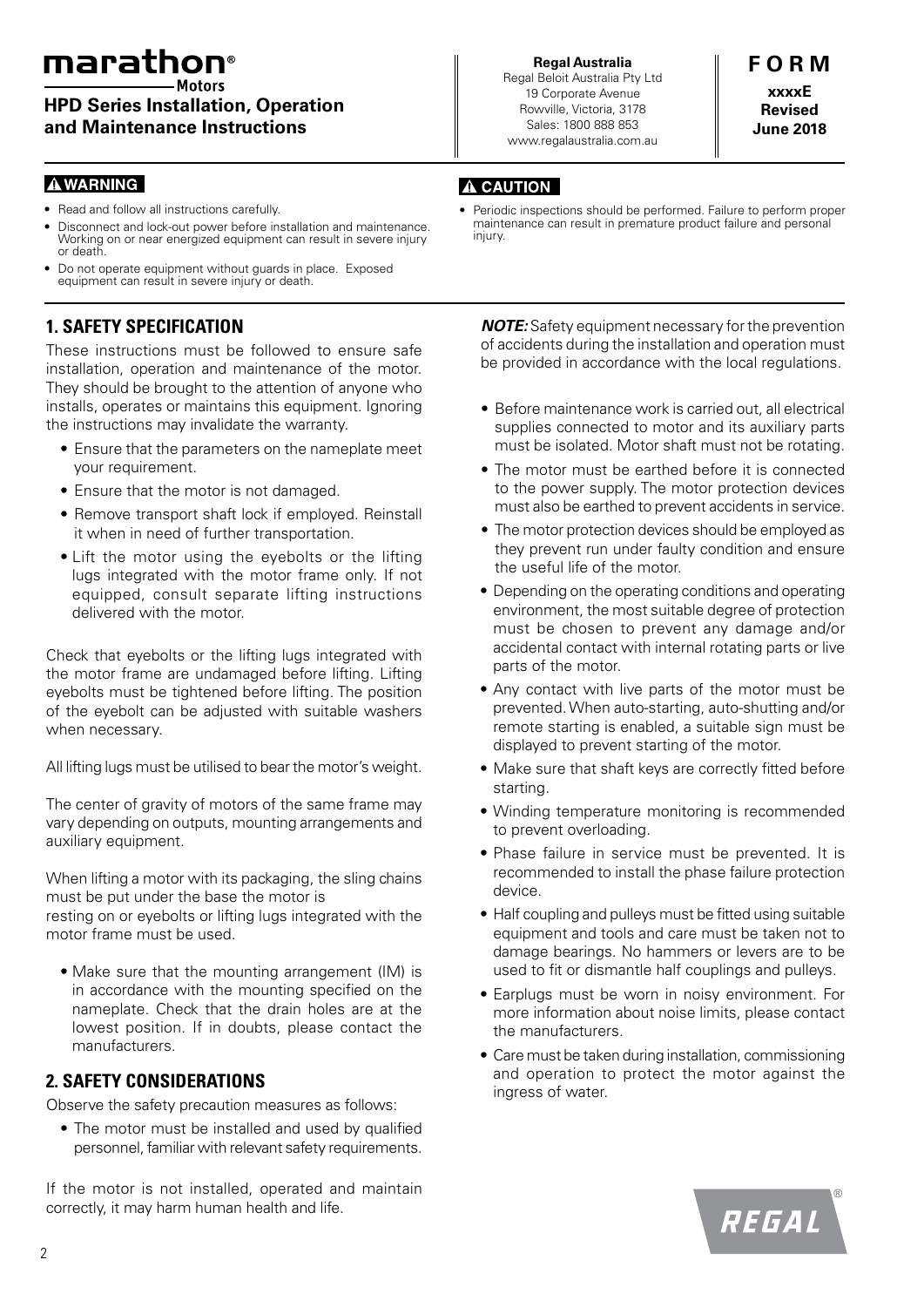# marathon® Motors

**HPD Series Installation, Operation and Maintenance Instructions**

**Regal Australia**
Regal Beloit Australia Pty Ltd
19 Corporate Avenue
Rowville, Victoria, 3178
Sales: 1800 888 853
www.regalaustralia.com.au

**FORM**
**xxxxE**
**Revised**
**June 2018**

**⚠ WARNING**

- Read and follow all instructions carefully.
- Disconnect and lock-out power before installation and maintenance. Working on or near energized equipment can result in severe injury or death.
- Do not operate equipment without guards in place. Exposed equipment can result in severe injury or death.

**⚠ CAUTION**

- Periodic inspections should be performed. Failure to perform proper maintenance can result in premature product failure and personal injury.

## 1. SAFETY SPECIFICATION

These instructions must be followed to ensure safe installation, operation and maintenance of the motor. They should be brought to the attention of anyone who installs, operates or maintains this equipment. Ignoring the instructions may invalidate the warranty.

- Ensure that the parameters on the nameplate meet your requirement.
- Ensure that the motor is not damaged.
- Remove transport shaft lock if employed. Reinstall it when in need of further transportation.
- Lift the motor using the eyebolts or the lifting lugs integrated with the motor frame only. If not equipped, consult separate lifting instructions delivered with the motor.

Check that eyebolts or the lifting lugs integrated with the motor frame are undamaged before lifting. Lifting eyebolts must be tightened before lifting. The position of the eyebolt can be adjusted with suitable washers when necessary.

All lifting lugs must be utilised to bear the motor's weight.

The center of gravity of motors of the same frame may vary depending on outputs, mounting arrangements and auxiliary equipment.

When lifting a motor with its packaging, the sling chains must be put under the base the motor is
resting on or eyebolts or lifting lugs integrated with the motor frame must be used.

- Make sure that the mounting arrangement (IM) is in accordance with the mounting specified on the nameplate. Check that the drain holes are at the lowest position. If in doubts, please contact the manufacturers.

## 2. SAFETY CONSIDERATIONS

Observe the safety precaution measures as follows:

- The motor must be installed and used by qualified personnel, familiar with relevant safety requirements.

If the motor is not installed, operated and maintain correctly, it may harm human health and life.

***NOTE:*** Safety equipment necessary for the prevention of accidents during the installation and operation must be provided in accordance with the local regulations.

- Before maintenance work is carried out, all electrical supplies connected to motor and its auxiliary parts must be isolated. Motor shaft must not be rotating.
- The motor must be earthed before it is connected to the power supply. The motor protection devices must also be earthed to prevent accidents in service.
- The motor protection devices should be employed as they prevent run under faulty condition and ensure the useful life of the motor.
- Depending on the operating conditions and operating environment, the most suitable degree of protection must be chosen to prevent any damage and/or accidental contact with internal rotating parts or live parts of the motor.
- Any contact with live parts of the motor must be prevented. When auto-starting, auto-shutting and/or remote starting is enabled, a suitable sign must be displayed to prevent starting of the motor.
- Make sure that shaft keys are correctly fitted before starting.
- Winding temperature monitoring is recommended to prevent overloading.
- Phase failure in service must be prevented. It is recommended to install the phase failure protection device.
- Half coupling and pulleys must be fitted using suitable equipment and tools and care must be taken not to damage bearings. No hammers or levers are to be used to fit or dismantle half couplings and pulleys.
- Earplugs must be worn in noisy environment. For more information about noise limits, please contact the manufacturers.
- Care must be taken during installation, commissioning and operation to protect the motor against the ingress of water.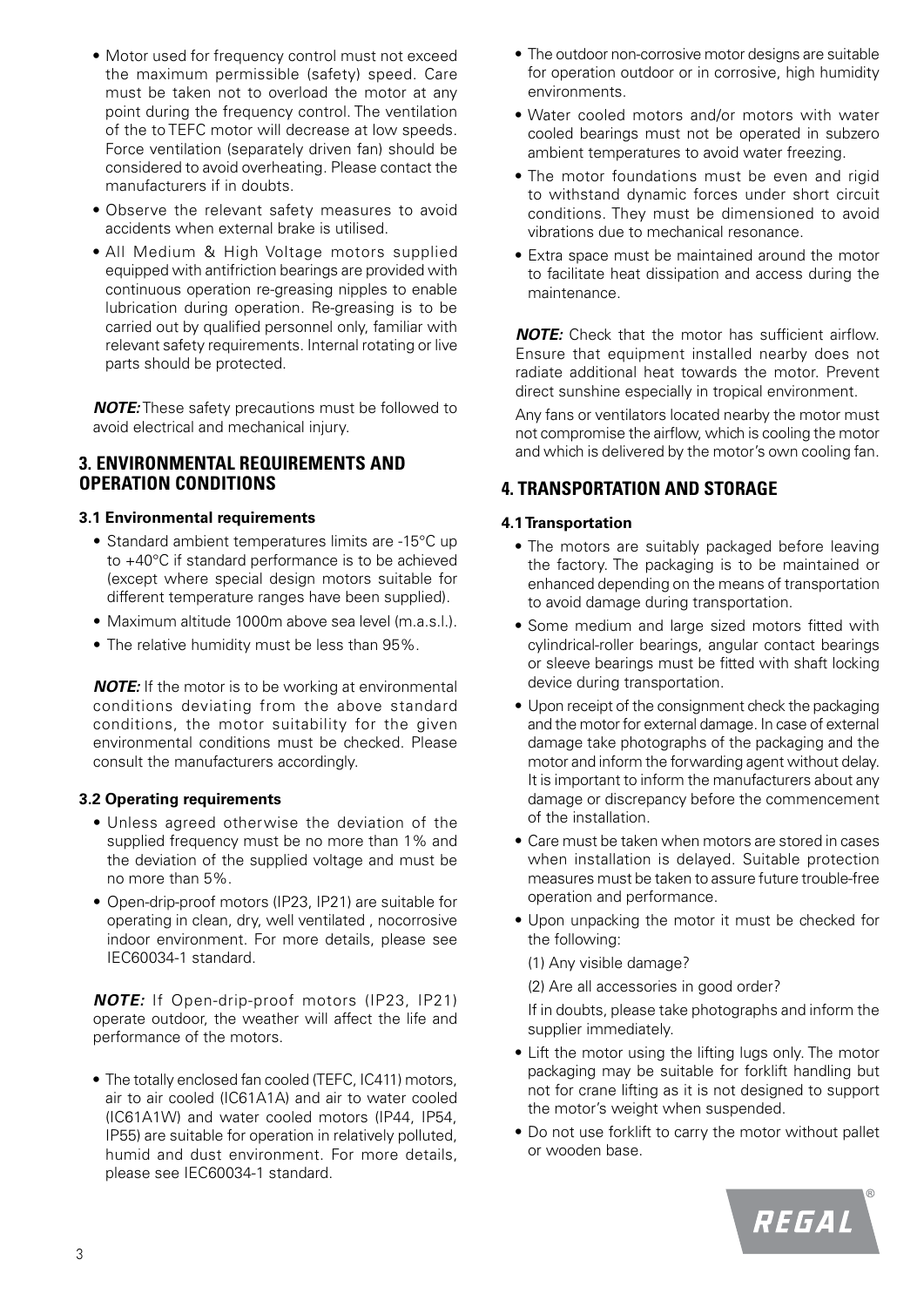- Motor used for frequency control must not exceed the maximum permissible (safety) speed. Care must be taken not to overload the motor at any point during the frequency control. The ventilation of the to TEFC motor will decrease at low speeds. Force ventilation (separately driven fan) should be considered to avoid overheating. Please contact the manufacturers if in doubts.
- Observe the relevant safety measures to avoid accidents when external brake is utilised.
- All Medium & High Voltage motors supplied equipped with antifriction bearings are provided with continuous operation re-greasing nipples to enable lubrication during operation. Re-greasing is to be carried out by qualified personnel only, familiar with relevant safety requirements. Internal rotating or live parts should be protected.

***NOTE:*** These safety precautions must be followed to avoid electrical and mechanical injury.

## 3. ENVIRONMENTAL REQUIREMENTS AND OPERATION CONDITIONS

### 3.1 Environmental requirements

- Standard ambient temperatures limits are -15°C up to +40°C if standard performance is to be achieved (except where special design motors suitable for different temperature ranges have been supplied).
- Maximum altitude 1000m above sea level (m.a.s.l.).
- The relative humidity must be less than 95%.

***NOTE:*** If the motor is to be working at environmental conditions deviating from the above standard conditions, the motor suitability for the given environmental conditions must be checked. Please consult the manufacturers accordingly.

### 3.2 Operating requirements

- Unless agreed otherwise the deviation of the supplied frequency must be no more than 1% and the deviation of the supplied voltage and must be no more than 5%.
- Open-drip-proof motors (IP23, IP21) are suitable for operating in clean, dry, well ventilated , nocorrosive indoor environment. For more details, please see IEC60034-1 standard.

***NOTE:*** If Open-drip-proof motors (IP23, IP21) operate outdoor, the weather will affect the life and performance of the motors.

- The totally enclosed fan cooled (TEFC, IC411) motors, air to air cooled (IC61A1A) and air to water cooled (IC61A1W) and water cooled motors (IP44, IP54, IP55) are suitable for operation in relatively polluted, humid and dust environment. For more details, please see IEC60034-1 standard.
- The outdoor non-corrosive motor designs are suitable for operation outdoor or in corrosive, high humidity environments.
- Water cooled motors and/or motors with water cooled bearings must not be operated in subzero ambient temperatures to avoid water freezing.
- The motor foundations must be even and rigid to withstand dynamic forces under short circuit conditions. They must be dimensioned to avoid vibrations due to mechanical resonance.
- Extra space must be maintained around the motor to facilitate heat dissipation and access during the maintenance.

***NOTE:*** Check that the motor has sufficient airflow. Ensure that equipment installed nearby does not radiate additional heat towards the motor. Prevent direct sunshine especially in tropical environment.

Any fans or ventilators located nearby the motor must not compromise the airflow, which is cooling the motor and which is delivered by the motor's own cooling fan.

## 4. TRANSPORTATION AND STORAGE

### 4.1 Transportation

- The motors are suitably packaged before leaving the factory. The packaging is to be maintained or enhanced depending on the means of transportation to avoid damage during transportation.
- Some medium and large sized motors fitted with cylindrical-roller bearings, angular contact bearings or sleeve bearings must be fitted with shaft locking device during transportation.
- Upon receipt of the consignment check the packaging and the motor for external damage. In case of external damage take photographs of the packaging and the motor and inform the forwarding agent without delay. It is important to inform the manufacturers about any damage or discrepancy before the commencement of the installation.
- Care must be taken when motors are stored in cases when installation is delayed. Suitable protection measures must be taken to assure future trouble-free operation and performance.
- Upon unpacking the motor it must be checked for the following:

  (1) Any visible damage?

  (2) Are all accessories in good order?

  If in doubts, please take photographs and inform the supplier immediately.
- Lift the motor using the lifting lugs only. The motor packaging may be suitable for forklift handling but not for crane lifting as it is not designed to support the motor's weight when suspended.
- Do not use forklift to carry the motor without pallet or wooden base.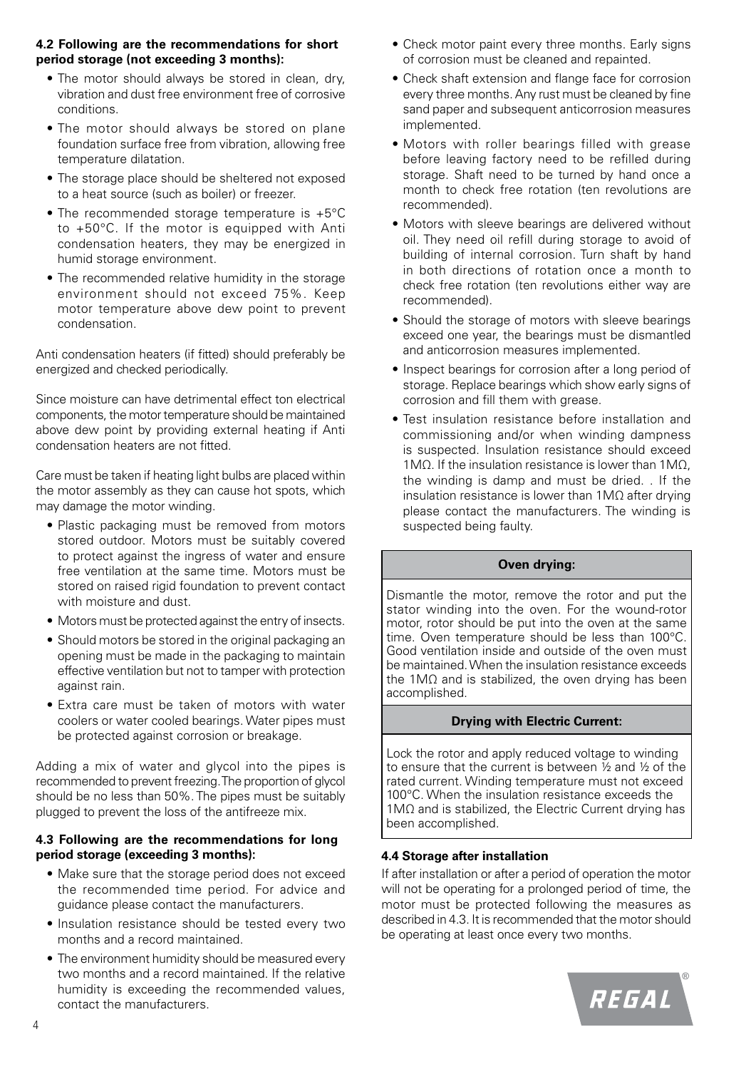**4.2 Following are the recommendations for short period storage (not exceeding 3 months):**

- The motor should always be stored in clean, dry, vibration and dust free environment free of corrosive conditions.
- The motor should always be stored on plane foundation surface free from vibration, allowing free temperature dilatation.
- The storage place should be sheltered not exposed to a heat source (such as boiler) or freezer.
- The recommended storage temperature is +5°C to +50°C. If the motor is equipped with Anti condensation heaters, they may be energized in humid storage environment.
- The recommended relative humidity in the storage environment should not exceed 75%. Keep motor temperature above dew point to prevent condensation.

Anti condensation heaters (if fitted) should preferably be energized and checked periodically.

Since moisture can have detrimental effect ton electrical components, the motor temperature should be maintained above dew point by providing external heating if Anti condensation heaters are not fitted.

Care must be taken if heating light bulbs are placed within the motor assembly as they can cause hot spots, which may damage the motor winding.

- Plastic packaging must be removed from motors stored outdoor. Motors must be suitably covered to protect against the ingress of water and ensure free ventilation at the same time. Motors must be stored on raised rigid foundation to prevent contact with moisture and dust.
- Motors must be protected against the entry of insects.
- Should motors be stored in the original packaging an opening must be made in the packaging to maintain effective ventilation but not to tamper with protection against rain.
- Extra care must be taken of motors with water coolers or water cooled bearings. Water pipes must be protected against corrosion or breakage.

Adding a mix of water and glycol into the pipes is recommended to prevent freezing. The proportion of glycol should be no less than 50%. The pipes must be suitably plugged to prevent the loss of the antifreeze mix.

**4.3 Following are the recommendations for long period storage (exceeding 3 months):**

- Make sure that the storage period does not exceed the recommended time period. For advice and guidance please contact the manufacturers.
- Insulation resistance should be tested every two months and a record maintained.
- The environment humidity should be measured every two months and a record maintained. If the relative humidity is exceeding the recommended values, contact the manufacturers.
- Check motor paint every three months. Early signs of corrosion must be cleaned and repainted.
- Check shaft extension and flange face for corrosion every three months. Any rust must be cleaned by fine sand paper and subsequent anticorrosion measures implemented.
- Motors with roller bearings filled with grease before leaving factory need to be refilled during storage. Shaft need to be turned by hand once a month to check free rotation (ten revolutions are recommended).
- Motors with sleeve bearings are delivered without oil. They need oil refill during storage to avoid of building of internal corrosion. Turn shaft by hand in both directions of rotation once a month to check free rotation (ten revolutions either way are recommended).
- Should the storage of motors with sleeve bearings exceed one year, the bearings must be dismantled and anticorrosion measures implemented.
- Inspect bearings for corrosion after a long period of storage. Replace bearings which show early signs of corrosion and fill them with grease.
- Test insulation resistance before installation and commissioning and/or when winding dampness is suspected. Insulation resistance should exceed 1MΩ. If the insulation resistance is lower than 1MΩ, the winding is damp and must be dried. . If the insulation resistance is lower than 1MΩ after drying please contact the manufacturers. The winding is suspected being faulty.

**Oven drying:**

Dismantle the motor, remove the rotor and put the stator winding into the oven. For the wound-rotor motor, rotor should be put into the oven at the same time. Oven temperature should be less than 100°C. Good ventilation inside and outside of the oven must be maintained. When the insulation resistance exceeds the 1MΩ and is stabilized, the oven drying has been accomplished.

**Drying with Electric Current:**

Lock the rotor and apply reduced voltage to winding to ensure that the current is between ½ and ½ of the rated current. Winding temperature must not exceed 100°C. When the insulation resistance exceeds the 1MΩ and is stabilized, the Electric Current drying has been accomplished.

**4.4 Storage after installation**

If after installation or after a period of operation the motor will not be operating for a prolonged period of time, the motor must be protected following the measures as described in 4.3. It is recommended that the motor should be operating at least once every two months.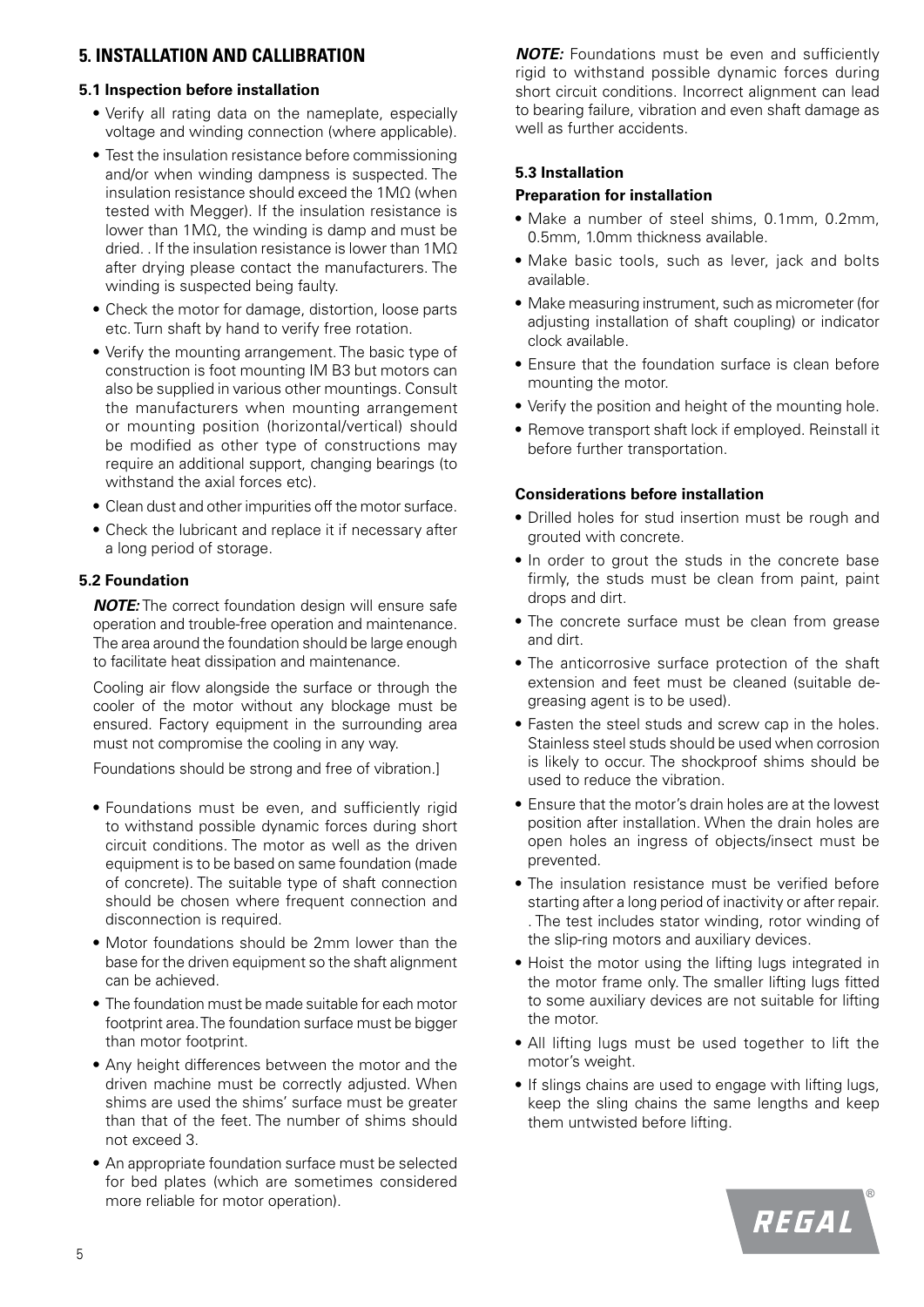## 5. INSTALLATION AND CALLIBRATION

### 5.1 Inspection before installation

- Verify all rating data on the nameplate, especially voltage and winding connection (where applicable).
- Test the insulation resistance before commissioning and/or when winding dampness is suspected. The insulation resistance should exceed the 1MΩ (when tested with Megger). If the insulation resistance is lower than 1MΩ, the winding is damp and must be dried. . If the insulation resistance is lower than 1MΩ after drying please contact the manufacturers. The winding is suspected being faulty.
- Check the motor for damage, distortion, loose parts etc. Turn shaft by hand to verify free rotation.
- Verify the mounting arrangement. The basic type of construction is foot mounting IM B3 but motors can also be supplied in various other mountings. Consult the manufacturers when mounting arrangement or mounting position (horizontal/vertical) should be modified as other type of constructions may require an additional support, changing bearings (to withstand the axial forces etc).
- Clean dust and other impurities off the motor surface.
- Check the lubricant and replace it if necessary after a long period of storage.

### 5.2 Foundation

***NOTE:*** The correct foundation design will ensure safe operation and trouble-free operation and maintenance. The area around the foundation should be large enough to facilitate heat dissipation and maintenance.

Cooling air flow alongside the surface or through the cooler of the motor without any blockage must be ensured. Factory equipment in the surrounding area must not compromise the cooling in any way.

Foundations should be strong and free of vibration.]

- Foundations must be even, and sufficiently rigid to withstand possible dynamic forces during short circuit conditions. The motor as well as the driven equipment is to be based on same foundation (made of concrete). The suitable type of shaft connection should be chosen where frequent connection and disconnection is required.
- Motor foundations should be 2mm lower than the base for the driven equipment so the shaft alignment can be achieved.
- The foundation must be made suitable for each motor footprint area. The foundation surface must be bigger than motor footprint.
- Any height differences between the motor and the driven machine must be correctly adjusted. When shims are used the shims' surface must be greater than that of the feet. The number of shims should not exceed 3.
- An appropriate foundation surface must be selected for bed plates (which are sometimes considered more reliable for motor operation).

***NOTE:*** Foundations must be even and sufficiently rigid to withstand possible dynamic forces during short circuit conditions. Incorrect alignment can lead to bearing failure, vibration and even shaft damage as well as further accidents.

### 5.3 Installation

**Preparation for installation**

- Make a number of steel shims, 0.1mm, 0.2mm, 0.5mm, 1.0mm thickness available.
- Make basic tools, such as lever, jack and bolts available.
- Make measuring instrument, such as micrometer (for adjusting installation of shaft coupling) or indicator clock available.
- Ensure that the foundation surface is clean before mounting the motor.
- Verify the position and height of the mounting hole.
- Remove transport shaft lock if employed. Reinstall it before further transportation.

**Considerations before installation**

- Drilled holes for stud insertion must be rough and grouted with concrete.
- In order to grout the studs in the concrete base firmly, the studs must be clean from paint, paint drops and dirt.
- The concrete surface must be clean from grease and dirt.
- The anticorrosive surface protection of the shaft extension and feet must be cleaned (suitable de-greasing agent is to be used).
- Fasten the steel studs and screw cap in the holes. Stainless steel studs should be used when corrosion is likely to occur. The shockproof shims should be used to reduce the vibration.
- Ensure that the motor's drain holes are at the lowest position after installation. When the drain holes are open holes an ingress of objects/insect must be prevented.
- The insulation resistance must be verified before starting after a long period of inactivity or after repair. . The test includes stator winding, rotor winding of the slip-ring motors and auxiliary devices.
- Hoist the motor using the lifting lugs integrated in the motor frame only. The smaller lifting lugs fitted to some auxiliary devices are not suitable for lifting the motor.
- All lifting lugs must be used together to lift the motor's weight.
- If slings chains are used to engage with lifting lugs, keep the sling chains the same lengths and keep them untwisted before lifting.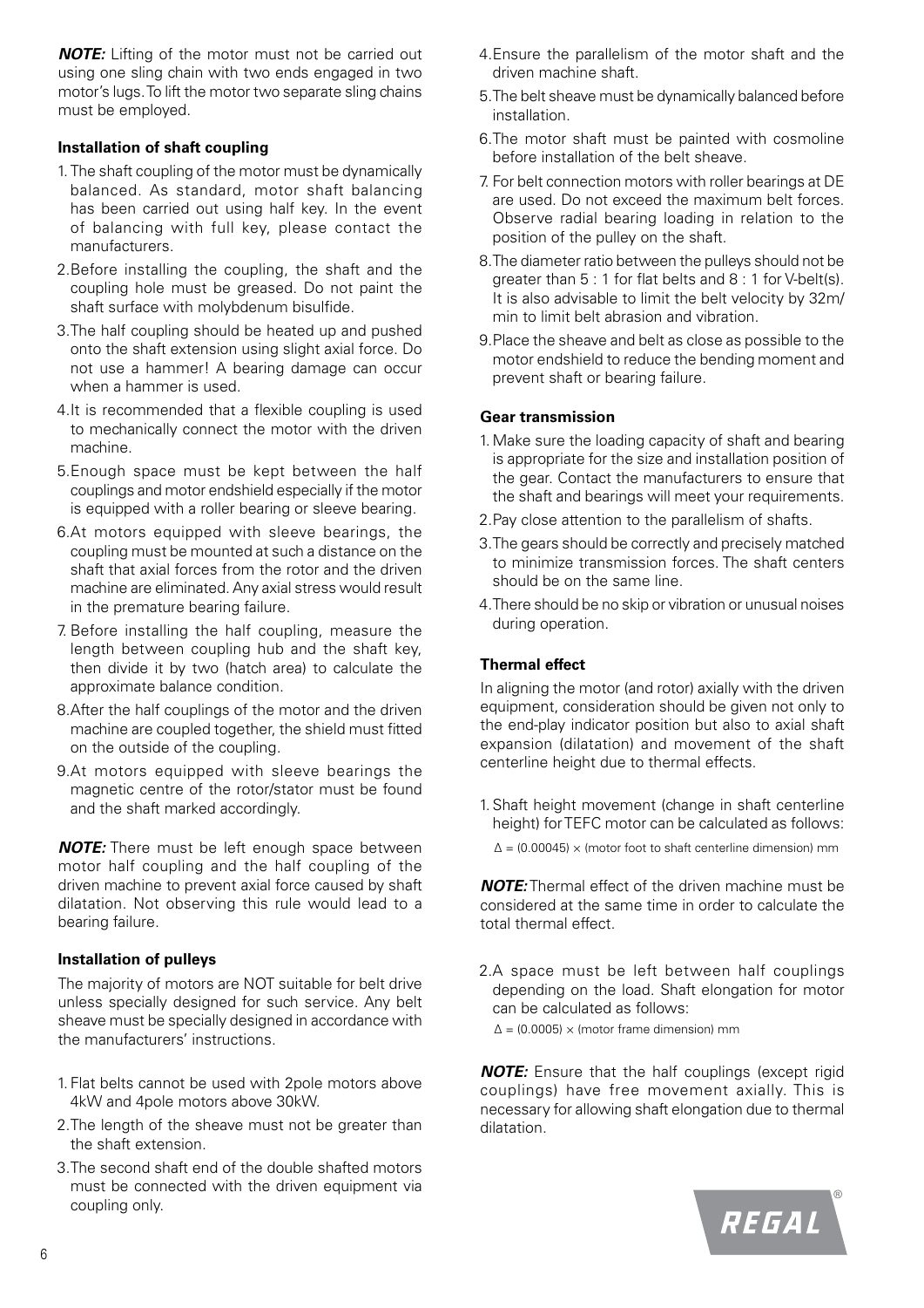***NOTE:*** Lifting of the motor must not be carried out using one sling chain with two ends engaged in two motor's lugs. To lift the motor two separate sling chains must be employed.

### Installation of shaft coupling

1. The shaft coupling of the motor must be dynamically balanced. As standard, motor shaft balancing has been carried out using half key. In the event of balancing with full key, please contact the manufacturers.
2. Before installing the coupling, the shaft and the coupling hole must be greased. Do not paint the shaft surface with molybdenum bisulfide.
3. The half coupling should be heated up and pushed onto the shaft extension using slight axial force. Do not use a hammer! A bearing damage can occur when a hammer is used.
4. It is recommended that a flexible coupling is used to mechanically connect the motor with the driven machine.
5. Enough space must be kept between the half couplings and motor endshield especially if the motor is equipped with a roller bearing or sleeve bearing.
6. At motors equipped with sleeve bearings, the coupling must be mounted at such a distance on the shaft that axial forces from the rotor and the driven machine are eliminated. Any axial stress would result in the premature bearing failure.
7. Before installing the half coupling, measure the length between coupling hub and the shaft key, then divide it by two (hatch area) to calculate the approximate balance condition.
8. After the half couplings of the motor and the driven machine are coupled together, the shield must fitted on the outside of the coupling.
9. At motors equipped with sleeve bearings the magnetic centre of the rotor/stator must be found and the shaft marked accordingly.

***NOTE:*** There must be left enough space between motor half coupling and the half coupling of the driven machine to prevent axial force caused by shaft dilatation. Not observing this rule would lead to a bearing failure.

### Installation of pulleys

The majority of motors are NOT suitable for belt drive unless specially designed for such service. Any belt sheave must be specially designed in accordance with the manufacturers' instructions.

1. Flat belts cannot be used with 2pole motors above 4kW and 4pole motors above 30kW.
2. The length of the sheave must not be greater than the shaft extension.
3. The second shaft end of the double shafted motors must be connected with the driven equipment via coupling only.
4. Ensure the parallelism of the motor shaft and the driven machine shaft.
5. The belt sheave must be dynamically balanced before installation.
6. The motor shaft must be painted with cosmoline before installation of the belt sheave.
7. For belt connection motors with roller bearings at DE are used. Do not exceed the maximum belt forces. Observe radial bearing loading in relation to the position of the pulley on the shaft.
8. The diameter ratio between the pulleys should not be greater than 5 : 1 for flat belts and 8 : 1 for V-belt(s). It is also advisable to limit the belt velocity by 32m/min to limit belt abrasion and vibration.
9. Place the sheave and belt as close as possible to the motor endshield to reduce the bending moment and prevent shaft or bearing failure.

### Gear transmission

1. Make sure the loading capacity of shaft and bearing is appropriate for the size and installation position of the gear. Contact the manufacturers to ensure that the shaft and bearings will meet your requirements.
2. Pay close attention to the parallelism of shafts.
3. The gears should be correctly and precisely matched to minimize transmission forces. The shaft centers should be on the same line.
4. There should be no skip or vibration or unusual noises during operation.

### Thermal effect

In aligning the motor (and rotor) axially with the driven equipment, consideration should be given not only to the end-play indicator position but also to axial shaft expansion (dilatation) and movement of the shaft centerline height due to thermal effects.

1. Shaft height movement (change in shaft centerline height) for TEFC motor can be calculated as follows:

   $\Delta = (0.00045) \times$ (motor foot to shaft centerline dimension) mm

***NOTE:*** Thermal effect of the driven machine must be considered at the same time in order to calculate the total thermal effect.

2. A space must be left between half couplings depending on the load. Shaft elongation for motor can be calculated as follows:

   $\Delta = (0.0005) \times$ (motor frame dimension) mm

***NOTE:*** Ensure that the half couplings (except rigid couplings) have free movement axially. This is necessary for allowing shaft elongation due to thermal dilatation.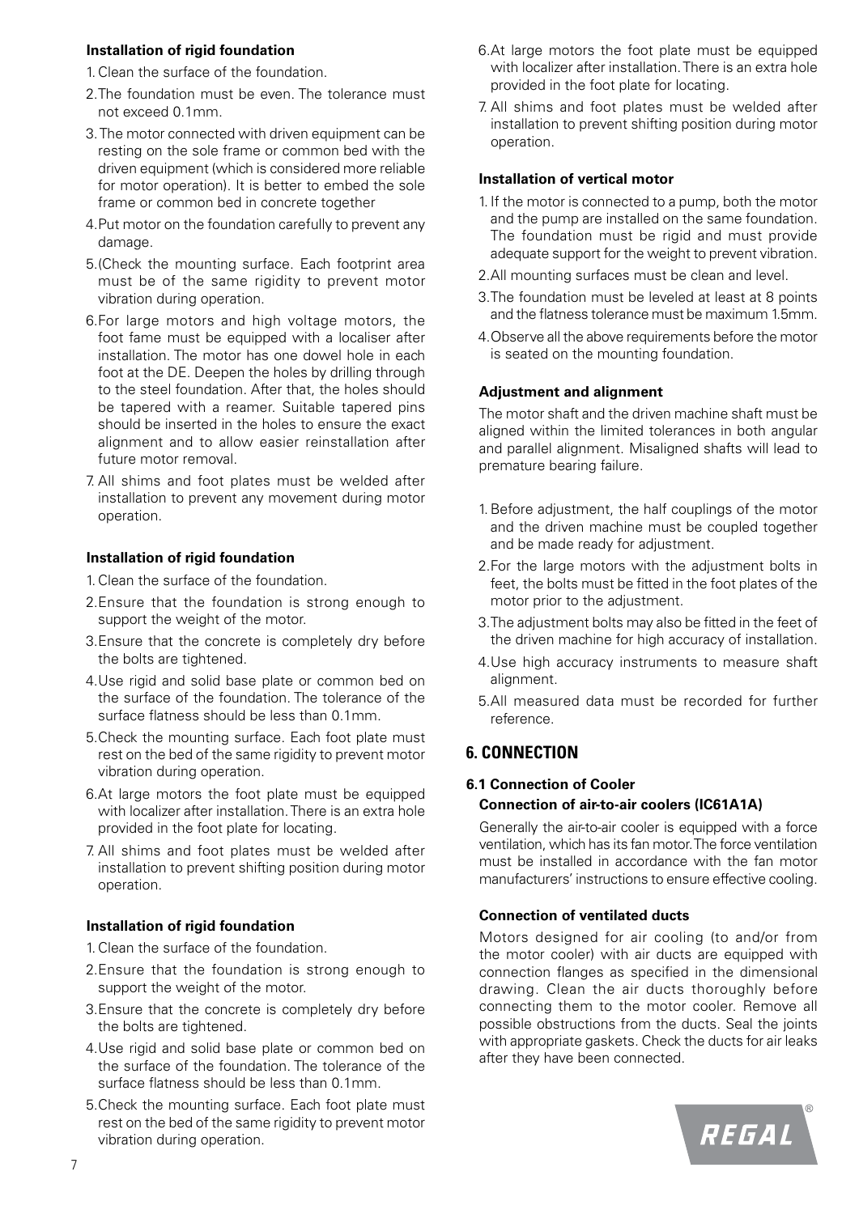### Installation of rigid foundation

1. Clean the surface of the foundation.
2. The foundation must be even. The tolerance must not exceed 0.1mm.
3. The motor connected with driven equipment can be resting on the sole frame or common bed with the driven equipment (which is considered more reliable for motor operation). It is better to embed the sole frame or common bed in concrete together
4. Put motor on the foundation carefully to prevent any damage.
5. (Check the mounting surface. Each footprint area must be of the same rigidity to prevent motor vibration during operation.
6. For large motors and high voltage motors, the foot fame must be equipped with a localiser after installation. The motor has one dowel hole in each foot at the DE. Deepen the holes by drilling through to the steel foundation. After that, the holes should be tapered with a reamer. Suitable tapered pins should be inserted in the holes to ensure the exact alignment and to allow easier reinstallation after future motor removal.
7. All shims and foot plates must be welded after installation to prevent any movement during motor operation.

### Installation of rigid foundation

1. Clean the surface of the foundation.
2. Ensure that the foundation is strong enough to support the weight of the motor.
3. Ensure that the concrete is completely dry before the bolts are tightened.
4. Use rigid and solid base plate or common bed on the surface of the foundation. The tolerance of the surface flatness should be less than 0.1mm.
5. Check the mounting surface. Each foot plate must rest on the bed of the same rigidity to prevent motor vibration during operation.
6. At large motors the foot plate must be equipped with localizer after installation. There is an extra hole provided in the foot plate for locating.
7. All shims and foot plates must be welded after installation to prevent shifting position during motor operation.

### Installation of rigid foundation

1. Clean the surface of the foundation.
2. Ensure that the foundation is strong enough to support the weight of the motor.
3. Ensure that the concrete is completely dry before the bolts are tightened.
4. Use rigid and solid base plate or common bed on the surface of the foundation. The tolerance of the surface flatness should be less than 0.1mm.
5. Check the mounting surface. Each foot plate must rest on the bed of the same rigidity to prevent motor vibration during operation.
6. At large motors the foot plate must be equipped with localizer after installation. There is an extra hole provided in the foot plate for locating.
7. All shims and foot plates must be welded after installation to prevent shifting position during motor operation.

### Installation of vertical motor

1. If the motor is connected to a pump, both the motor and the pump are installed on the same foundation. The foundation must be rigid and must provide adequate support for the weight to prevent vibration.
2. All mounting surfaces must be clean and level.
3. The foundation must be leveled at least at 8 points and the flatness tolerance must be maximum 1.5mm.
4. Observe all the above requirements before the motor is seated on the mounting foundation.

### Adjustment and alignment

The motor shaft and the driven machine shaft must be aligned within the limited tolerances in both angular and parallel alignment. Misaligned shafts will lead to premature bearing failure.

1. Before adjustment, the half couplings of the motor and the driven machine must be coupled together and be made ready for adjustment.
2. For the large motors with the adjustment bolts in feet, the bolts must be fitted in the foot plates of the motor prior to the adjustment.
3. The adjustment bolts may also be fitted in the feet of the driven machine for high accuracy of installation.
4. Use high accuracy instruments to measure shaft alignment.
5. All measured data must be recorded for further reference.

## 6. CONNECTION

### 6.1 Connection of Cooler

#### Connection of air-to-air coolers (IC61A1A)

Generally the air-to-air cooler is equipped with a force ventilation, which has its fan motor. The force ventilation must be installed in accordance with the fan motor manufacturers' instructions to ensure effective cooling.

#### Connection of ventilated ducts

Motors designed for air cooling (to and/or from the motor cooler) with air ducts are equipped with connection flanges as specified in the dimensional drawing. Clean the air ducts thoroughly before connecting them to the motor cooler. Remove all possible obstructions from the ducts. Seal the joints with appropriate gaskets. Check the ducts for air leaks after they have been connected.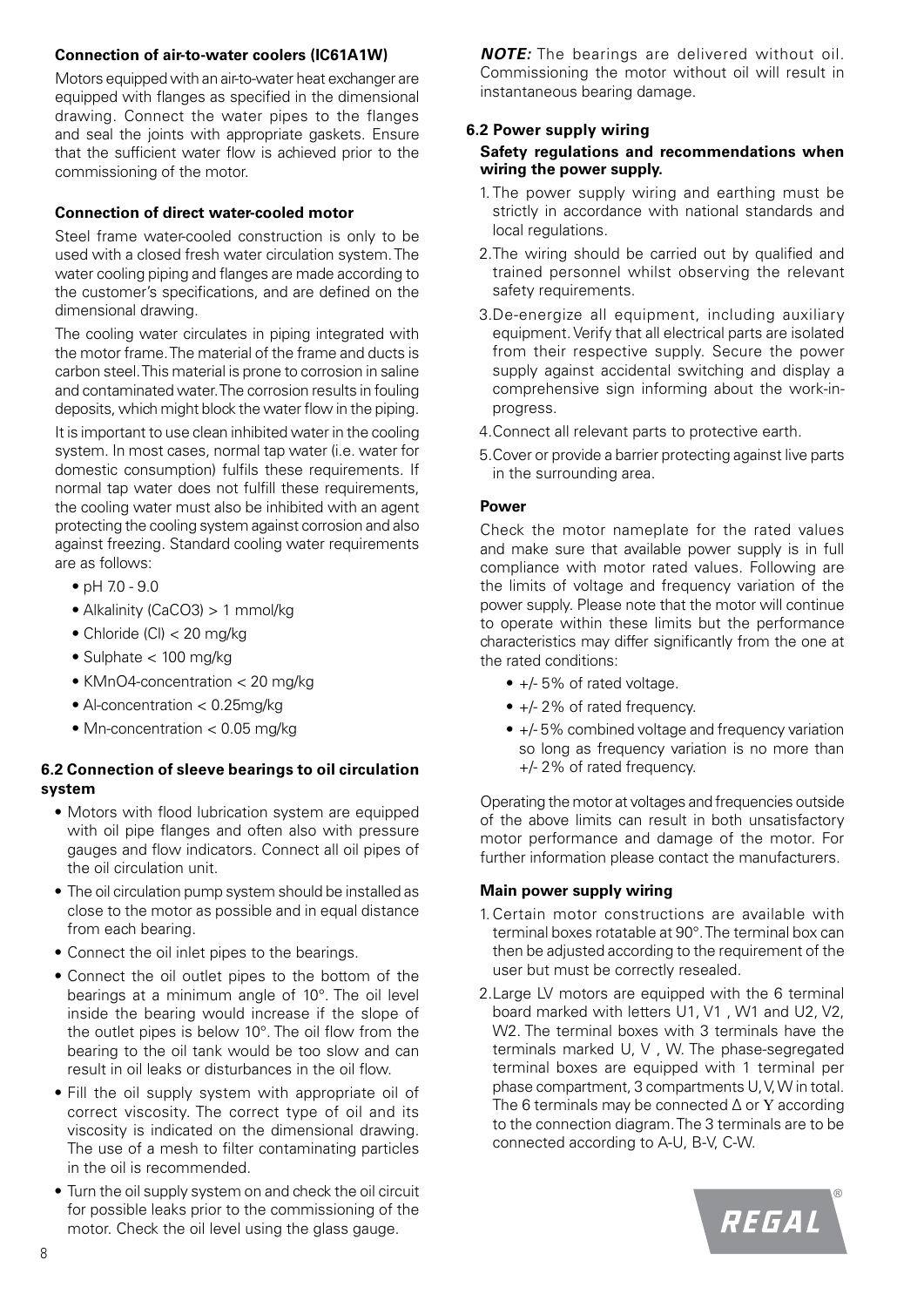### Connection of air-to-water coolers (IC61A1W)

Motors equipped with an air-to-water heat exchanger are equipped with flanges as specified in the dimensional drawing. Connect the water pipes to the flanges and seal the joints with appropriate gaskets. Ensure that the sufficient water flow is achieved prior to the commissioning of the motor.

### Connection of direct water-cooled motor

Steel frame water-cooled construction is only to be used with a closed fresh water circulation system. The water cooling piping and flanges are made according to the customer's specifications, and are defined on the dimensional drawing.

The cooling water circulates in piping integrated with the motor frame. The material of the frame and ducts is carbon steel. This material is prone to corrosion in saline and contaminated water. The corrosion results in fouling deposits, which might block the water flow in the piping.

It is important to use clean inhibited water in the cooling system. In most cases, normal tap water (i.e. water for domestic consumption) fulfils these requirements. If normal tap water does not fulfill these requirements, the cooling water must also be inhibited with an agent protecting the cooling system against corrosion and also against freezing. Standard cooling water requirements are as follows:

- pH 7.0 - 9.0
- Alkalinity ($CaCO_3$) > 1 mmol/kg
- Chloride (Cl) < 20 mg/kg
- Sulphate < 100 mg/kg
- $KMnO_4$-concentration < 20 mg/kg
- Al-concentration < 0.25mg/kg
- Mn-concentration < 0.05 mg/kg

## 6.2 Connection of sleeve bearings to oil circulation system

- Motors with flood lubrication system are equipped with oil pipe flanges and often also with pressure gauges and flow indicators. Connect all oil pipes of the oil circulation unit.
- The oil circulation pump system should be installed as close to the motor as possible and in equal distance from each bearing.
- Connect the oil inlet pipes to the bearings.
- Connect the oil outlet pipes to the bottom of the bearings at a minimum angle of 10°. The oil level inside the bearing would increase if the slope of the outlet pipes is below 10°. The oil flow from the bearing to the oil tank would be too slow and can result in oil leaks or disturbances in the oil flow.
- Fill the oil supply system with appropriate oil of correct viscosity. The correct type of oil and its viscosity is indicated on the dimensional drawing. The use of a mesh to filter contaminating particles in the oil is recommended.
- Turn the oil supply system on and check the oil circuit for possible leaks prior to the commissioning of the motor. Check the oil level using the glass gauge.

***NOTE:*** The bearings are delivered without oil. Commissioning the motor without oil will result in instantaneous bearing damage.

## 6.2 Power supply wiring

**Safety regulations and recommendations when wiring the power supply.**

1. The power supply wiring and earthing must be strictly in accordance with national standards and local regulations.
2. The wiring should be carried out by qualified and trained personnel whilst observing the relevant safety requirements.
3. De-energize all equipment, including auxiliary equipment. Verify that all electrical parts are isolated from their respective supply. Secure the power supply against accidental switching and display a comprehensive sign informing about the work-in-progress.
4. Connect all relevant parts to protective earth.
5. Cover or provide a barrier protecting against live parts in the surrounding area.

### Power

Check the motor nameplate for the rated values and make sure that available power supply is in full compliance with motor rated values. Following are the limits of voltage and frequency variation of the power supply. Please note that the motor will continue to operate within these limits but the performance characteristics may differ significantly from the one at the rated conditions:

- +/- 5% of rated voltage.
- +/- 2% of rated frequency.
- +/- 5% combined voltage and frequency variation so long as frequency variation is no more than +/- 2% of rated frequency.

Operating the motor at voltages and frequencies outside of the above limits can result in both unsatisfactory motor performance and damage of the motor. For further information please contact the manufacturers.

### Main power supply wiring

1. Certain motor constructions are available with terminal boxes rotatable at 90°. The terminal box can then be adjusted according to the requirement of the user but must be correctly resealed.
2. Large LV motors are equipped with the 6 terminal board marked with letters U1, V1 , W1 and U2, V2, W2. The terminal boxes with 3 terminals have the terminals marked U, V , W. The phase-segregated terminal boxes are equipped with 1 terminal per phase compartment, 3 compartments U, V, W in total. The 6 terminals may be connected Δ or Y according to the connection diagram. The 3 terminals are to be connected according to A-U, B-V, C-W.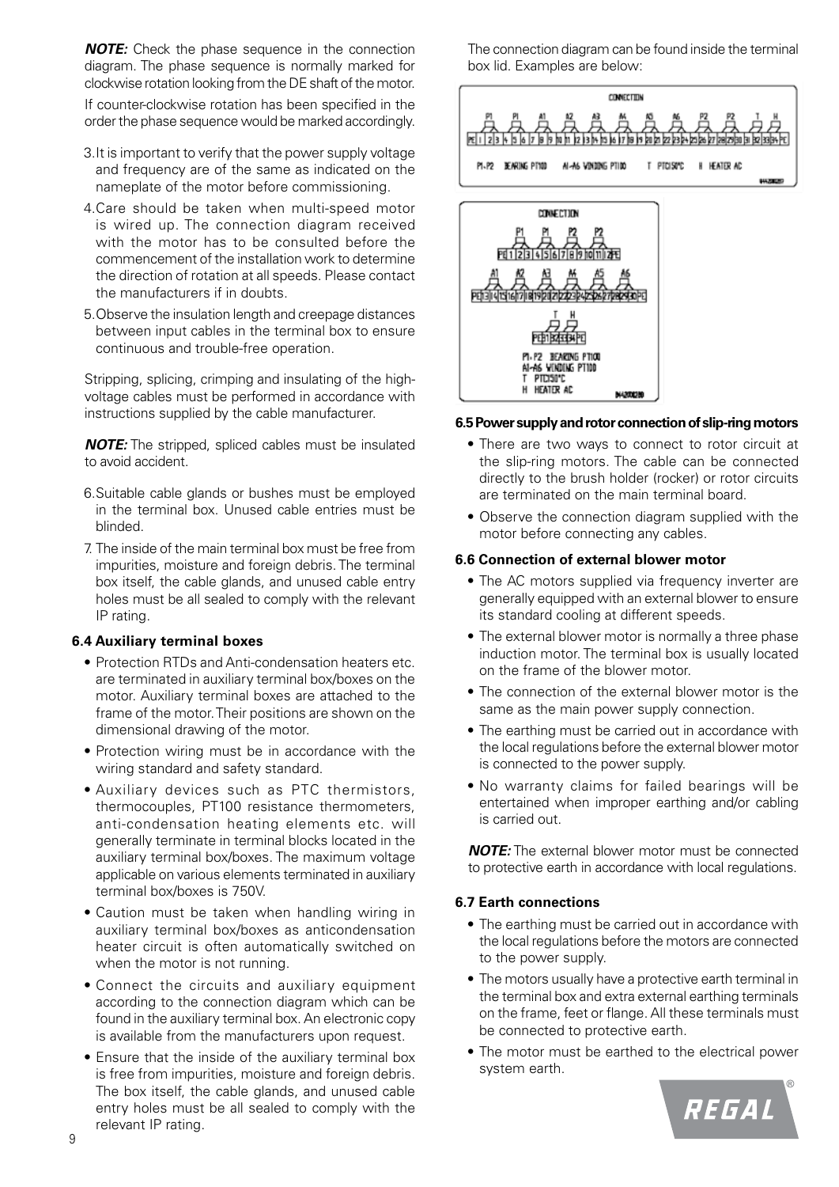***NOTE:*** Check the phase sequence in the connection diagram. The phase sequence is normally marked for clockwise rotation looking from the DE shaft of the motor.

If counter-clockwise rotation has been specified in the order the phase sequence would be marked accordingly.

3. It is important to verify that the power supply voltage and frequency are of the same as indicated on the nameplate of the motor before commissioning.
4. Care should be taken when multi-speed motor is wired up. The connection diagram received with the motor has to be consulted before the commencement of the installation work to determine the direction of rotation at all speeds. Please contact the manufacturers if in doubts.
5. Observe the insulation length and creepage distances between input cables in the terminal box to ensure continuous and trouble-free operation.

Stripping, splicing, crimping and insulating of the high-voltage cables must be performed in accordance with instructions supplied by the cable manufacturer.

***NOTE:*** The stripped, spliced cables must be insulated to avoid accident.

6. Suitable cable glands or bushes must be employed in the terminal box. Unused cable entries must be blinded.
7. The inside of the main terminal box must be free from impurities, moisture and foreign debris. The terminal box itself, the cable glands, and unused cable entry holes must be all sealed to comply with the relevant IP rating.

#### 6.4 Auxiliary terminal boxes

- Protection RTDs and Anti-condensation heaters etc. are terminated in auxiliary terminal box/boxes on the motor. Auxiliary terminal boxes are attached to the frame of the motor. Their positions are shown on the dimensional drawing of the motor.
- Protection wiring must be in accordance with the wiring standard and safety standard.
- Auxiliary devices such as PTC thermistors, thermocouples, PT100 resistance thermometers, anti-condensation heating elements etc. will generally terminate in terminal blocks located in the auxiliary terminal box/boxes. The maximum voltage applicable on various elements terminated in auxiliary terminal box/boxes is 750V.
- Caution must be taken when handling wiring in auxiliary terminal box/boxes as anticondensation heater circuit is often automatically switched on when the motor is not running.
- Connect the circuits and auxiliary equipment according to the connection diagram which can be found in the auxiliary terminal box. An electronic copy is available from the manufacturers upon request.
- Ensure that the inside of the auxiliary terminal box is free from impurities, moisture and foreign debris. The box itself, the cable glands, and unused cable entry holes must be all sealed to comply with the relevant IP rating.

The connection diagram can be found inside the terminal box lid. Examples are below:

#### 6.5 Power supply and rotor connection of slip-ring motors

- There are two ways to connect to rotor circuit at the slip-ring motors. The cable can be connected directly to the brush holder (rocker) or rotor circuits are terminated on the main terminal board.
- Observe the connection diagram supplied with the motor before connecting any cables.

#### 6.6 Connection of external blower motor

- The AC motors supplied via frequency inverter are generally equipped with an external blower to ensure its standard cooling at different speeds.
- The external blower motor is normally a three phase induction motor. The terminal box is usually located on the frame of the blower motor.
- The connection of the external blower motor is the same as the main power supply connection.
- The earthing must be carried out in accordance with the local regulations before the external blower motor is connected to the power supply.
- No warranty claims for failed bearings will be entertained when improper earthing and/or cabling is carried out.

***NOTE:*** The external blower motor must be connected to protective earth in accordance with local regulations.

#### 6.7 Earth connections

- The earthing must be carried out in accordance with the local regulations before the motors are connected to the power supply.
- The motors usually have a protective earth terminal in the terminal box and extra external earthing terminals on the frame, feet or flange. All these terminals must be connected to protective earth.
- The motor must be earthed to the electrical power system earth.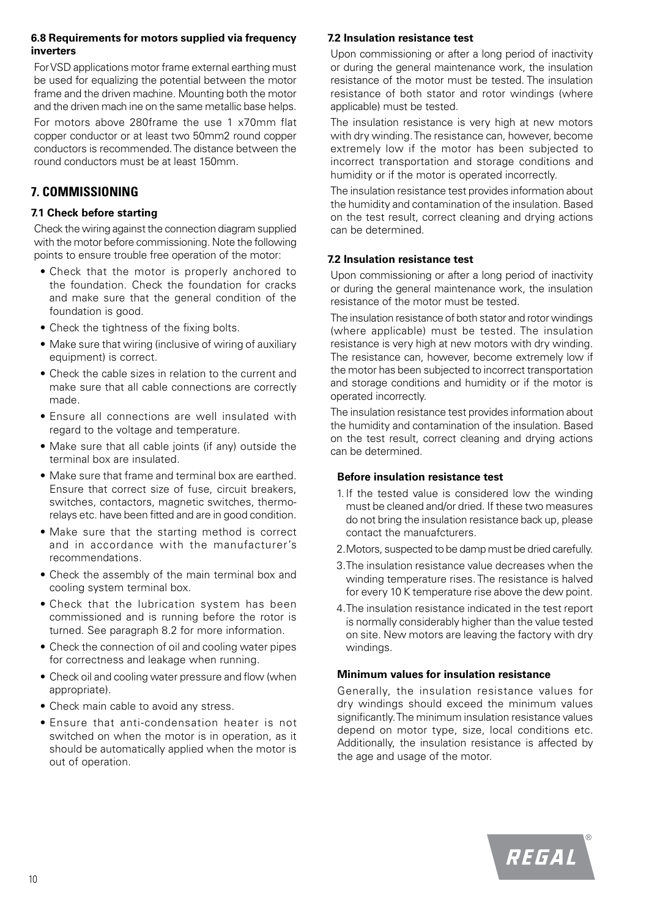### 6.8 Requirements for motors supplied via frequency inverters

For VSD applications motor frame external earthing must be used for equalizing the potential between the motor frame and the driven machine. Mounting both the motor and the driven mach ine on the same metallic base helps.

For motors above 280frame the use 1 x70mm flat copper conductor or at least two 50mm2 round copper conductors is recommended. The distance between the round conductors must be at least 150mm.

## 7. COMMISSIONING

### 7.1 Check before starting

Check the wiring against the connection diagram supplied with the motor before commissioning. Note the following points to ensure trouble free operation of the motor:

- Check that the motor is properly anchored to the foundation. Check the foundation for cracks and make sure that the general condition of the foundation is good.
- Check the tightness of the fixing bolts.
- Make sure that wiring (inclusive of wiring of auxiliary equipment) is correct.
- Check the cable sizes in relation to the current and make sure that all cable connections are correctly made.
- Ensure all connections are well insulated with regard to the voltage and temperature.
- Make sure that all cable joints (if any) outside the terminal box are insulated.
- Make sure that frame and terminal box are earthed. Ensure that correct size of fuse, circuit breakers, switches, contactors, magnetic switches, thermo-relays etc. have been fitted and are in good condition.
- Make sure that the starting method is correct and in accordance with the manufacturer's recommendations.
- Check the assembly of the main terminal box and cooling system terminal box.
- Check that the lubrication system has been commissioned and is running before the rotor is turned. See paragraph 8.2 for more information.
- Check the connection of oil and cooling water pipes for correctness and leakage when running.
- Check oil and cooling water pressure and flow (when appropriate).
- Check main cable to avoid any stress.
- Ensure that anti-condensation heater is not switched on when the motor is in operation, as it should be automatically applied when the motor is out of operation.

### 7.2 Insulation resistance test

Upon commissioning or after a long period of inactivity or during the general maintenance work, the insulation resistance of the motor must be tested. The insulation resistance of both stator and rotor windings (where applicable) must be tested.

The insulation resistance is very high at new motors with dry winding. The resistance can, however, become extremely low if the motor has been subjected to incorrect transportation and storage conditions and humidity or if the motor is operated incorrectly.

The insulation resistance test provides information about the humidity and contamination of the insulation. Based on the test result, correct cleaning and drying actions can be determined.

### 7.2 Insulation resistance test

Upon commissioning or after a long period of inactivity or during the general maintenance work, the insulation resistance of the motor must be tested.

The insulation resistance of both stator and rotor windings (where applicable) must be tested. The insulation resistance is very high at new motors with dry winding. The resistance can, however, become extremely low if the motor has been subjected to incorrect transportation and storage conditions and humidity or if the motor is operated incorrectly.

The insulation resistance test provides information about the humidity and contamination of the insulation. Based on the test result, correct cleaning and drying actions can be determined.

#### Before insulation resistance test

1. If the tested value is considered low the winding must be cleaned and/or dried. If these two measures do not bring the insulation resistance back up, please contact the manuafcturers.
2. Motors, suspected to be damp must be dried carefully.
3. The insulation resistance value decreases when the winding temperature rises. The resistance is halved for every 10 K temperature rise above the dew point.
4. The insulation resistance indicated in the test report is normally considerably higher than the value tested on site. New motors are leaving the factory with dry windings.

#### Minimum values for insulation resistance

Generally, the insulation resistance values for dry windings should exceed the minimum values significantly. The minimum insulation resistance values depend on motor type, size, local conditions etc. Additionally, the insulation resistance is affected by the age and usage of the motor.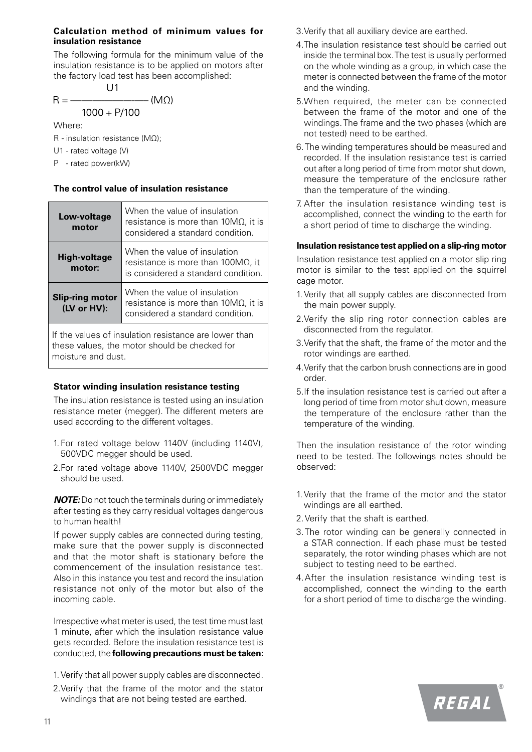**Calculation method of minimum values for insulation resistance**

The following formula for the minimum value of the insulation resistance is to be applied on motors after the factory load test has been accomplished:

$$R = \frac{U1}{1000 + P/100} \ (M\Omega)$$

Where:

R - insulation resistance (MΩ);

U1 - rated voltage (V)

P - rated power(kW)

**The control value of insulation resistance**

| **Low-voltage motor** | When the value of insulation resistance is more than 10MΩ, it is considered a standard condition. |
|---|---|
| **High-voltage motor:** | When the value of insulation resistance is more than 100MΩ, it is considered a standard condition. |
| **Slip-ring motor (LV or HV):** | When the value of insulation resistance is more than 10MΩ, it is considered a standard condition. |
| If the values of insulation resistance are lower than these values, the motor should be checked for moisture and dust. | |

**Stator winding insulation resistance testing**

The insulation resistance is tested using an insulation resistance meter (megger). The different meters are used according to the different voltages.

1. For rated voltage below 1140V (including 1140V), 500VDC megger should be used.
2. For rated voltage above 1140V, 2500VDC megger should be used.

***NOTE:*** Do not touch the terminals during or immediately after testing as they carry residual voltages dangerous to human health!

If power supply cables are connected during testing, make sure that the power supply is disconnected and that the motor shaft is stationary before the commencement of the insulation resistance test. Also in this instance you test and record the insulation resistance not only of the motor but also of the incoming cable.

Irrespective what meter is used, the test time must last 1 minute, after which the insulation resistance value gets recorded. Before the insulation resistance test is conducted, the **following precautions must be taken:**

1. Verify that all power supply cables are disconnected.
2. Verify that the frame of the motor and the stator windings that are not being tested are earthed.
3. Verify that all auxiliary device are earthed.
4. The insulation resistance test should be carried out inside the terminal box. The test is usually performed on the whole winding as a group, in which case the meter is connected between the frame of the motor and the winding.
5. When required, the meter can be connected between the frame of the motor and one of the windings. The frame and the two phases (which are not tested) need to be earthed.
6. The winding temperatures should be measured and recorded. If the insulation resistance test is carried out after a long period of time from motor shut down, measure the temperature of the enclosure rather than the temperature of the winding.
7. After the insulation resistance winding test is accomplished, connect the winding to the earth for a short period of time to discharge the winding.

**Insulation resistance test applied on a slip-ring motor**

Insulation resistance test applied on a motor slip ring motor is similar to the test applied on the squirrel cage motor.

1. Verify that all supply cables are disconnected from the main power supply.
2. Verify the slip ring rotor connection cables are disconnected from the regulator.
3. Verify that the shaft, the frame of the motor and the rotor windings are earthed.
4. Verify that the carbon brush connections are in good order.
5. If the insulation resistance test is carried out after a long period of time from motor shut down, measure the temperature of the enclosure rather than the temperature of the winding.

Then the insulation resistance of the rotor winding need to be tested. The followings notes should be observed:

1. Verify that the frame of the motor and the stator windings are all earthed.
2. Verify that the shaft is earthed.
3. The rotor winding can be generally connected in a STAR connection. If each phase must be tested separately, the rotor winding phases which are not subject to testing need to be earthed.
4. After the insulation resistance winding test is accomplished, connect the winding to the earth for a short period of time to discharge the winding.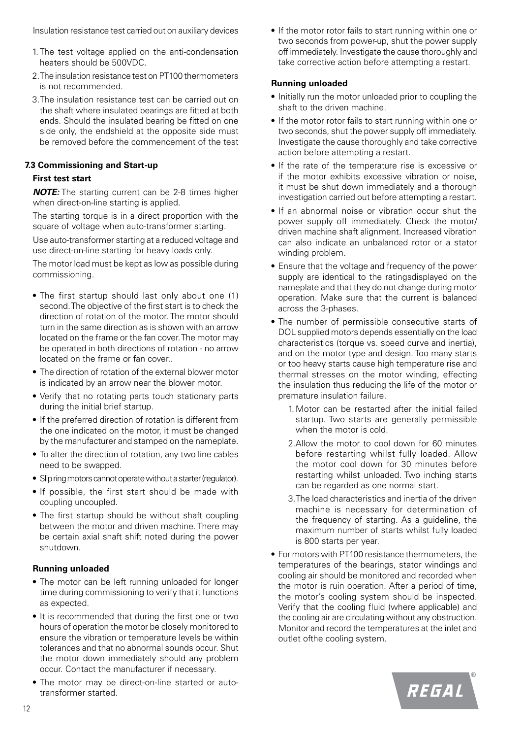Insulation resistance test carried out on auxiliary devices

1. The test voltage applied on the anti-condensation heaters should be 500VDC.
2. The insulation resistance test on PT100 thermometers is not recommended.
3. The insulation resistance test can be carried out on the shaft where insulated bearings are fitted at both ends. Should the insulated bearing be fitted on one side only, the endshield at the opposite side must be removed before the commencement of the test

### 7.3 Commissioning and Start-up

#### First test start

***NOTE:*** The starting current can be 2-8 times higher when direct-on-line starting is applied.

The starting torque is in a direct proportion with the square of voltage when auto-transformer starting.

Use auto-transformer starting at a reduced voltage and use direct-on-line starting for heavy loads only.

The motor load must be kept as low as possible during commissioning.

- The first startup should last only about one (1) second. The objective of the first start is to check the direction of rotation of the motor. The motor should turn in the same direction as is shown with an arrow located on the frame or the fan cover. The motor may be operated in both directions of rotation - no arrow located on the frame or fan cover..
- The direction of rotation of the external blower motor is indicated by an arrow near the blower motor.
- Verify that no rotating parts touch stationary parts during the initial brief startup.
- If the preferred direction of rotation is different from the one indicated on the motor, it must be changed by the manufacturer and stamped on the nameplate.
- To alter the direction of rotation, any two line cables need to be swapped.
- Slip ring motors cannot operate without a starter (regulator).
- If possible, the first start should be made with coupling uncoupled.
- The first startup should be without shaft coupling between the motor and driven machine. There may be certain axial shaft shift noted during the power shutdown.

#### Running unloaded

- The motor can be left running unloaded for longer time during commissioning to verify that it functions as expected.
- It is recommended that during the first one or two hours of operation the motor be closely monitored to ensure the vibration or temperature levels be within tolerances and that no abnormal sounds occur. Shut the motor down immediately should any problem occur. Contact the manufacturer if necessary.
- The motor may be direct-on-line started or auto-transformer started.
- If the motor rotor fails to start running within one or two seconds from power-up, shut the power supply off immediately. Investigate the cause thoroughly and take corrective action before attempting a restart.

#### Running unloaded

- Initially run the motor unloaded prior to coupling the shaft to the driven machine.
- If the motor rotor fails to start running within one or two seconds, shut the power supply off immediately. Investigate the cause thoroughly and take corrective action before attempting a restart.
- If the rate of the temperature rise is excessive or if the motor exhibits excessive vibration or noise, it must be shut down immediately and a thorough investigation carried out before attempting a restart.
- If an abnormal noise or vibration occur shut the power supply off immediately. Check the motor/ driven machine shaft alignment. Increased vibration can also indicate an unbalanced rotor or a stator winding problem.
- Ensure that the voltage and frequency of the power supply are identical to the ratingsdisplayed on the nameplate and that they do not change during motor operation. Make sure that the current is balanced across the 3-phases.
- The number of permissible consecutive starts of DOL supplied motors depends essentially on the load characteristics (torque vs. speed curve and inertia), and on the motor type and design. Too many starts or too heavy starts cause high temperature rise and thermal stresses on the motor winding, effecting the insulation thus reducing the life of the motor or premature insulation failure.
    1. Motor can be restarted after the initial failed startup. Two starts are generally permissible when the motor is cold.
    2. Allow the motor to cool down for 60 minutes before restarting whilst fully loaded. Allow the motor cool down for 30 minutes before restarting whilst unloaded. Two inching starts can be regarded as one normal start.
    3. The load characteristics and inertia of the driven machine is necessary for determination of the frequency of starting. As a guideline, the maximum number of starts whilst fully loaded is 800 starts per year.
- For motors with PT100 resistance thermometers, the temperatures of the bearings, stator windings and cooling air should be monitored and recorded when the motor is ruin operation. After a period of time, the motor's cooling system should be inspected. Verify that the cooling fluid (where applicable) and the cooling air are circulating without any obstruction. Monitor and record the temperatures at the inlet and outlet ofthe cooling system.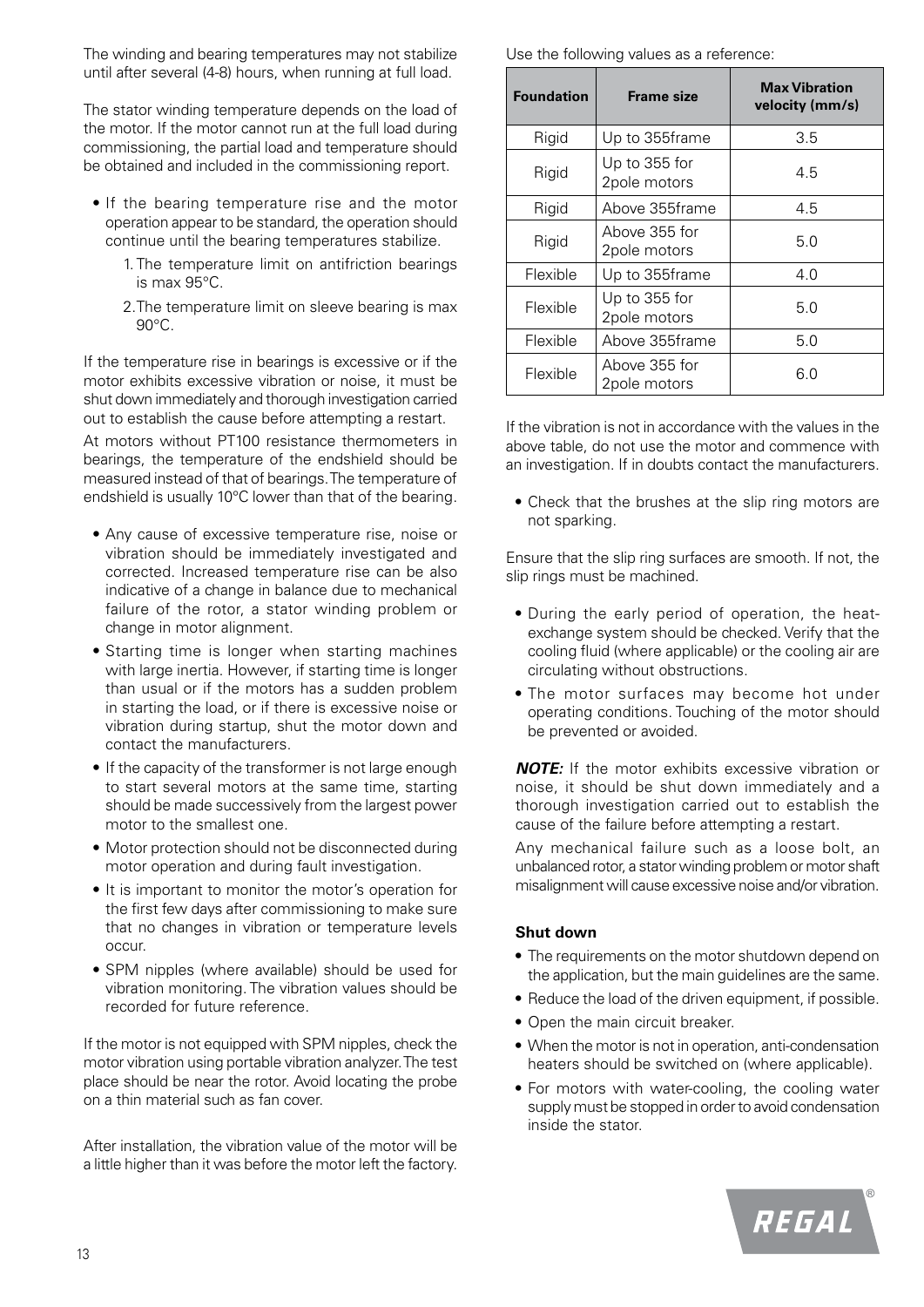The winding and bearing temperatures may not stabilize until after several (4-8) hours, when running at full load.

The stator winding temperature depends on the load of the motor. If the motor cannot run at the full load during commissioning, the partial load and temperature should be obtained and included in the commissioning report.

- If the bearing temperature rise and the motor operation appear to be standard, the operation should continue until the bearing temperatures stabilize.
  1. The temperature limit on antifriction bearings is max 95°C.
  2. The temperature limit on sleeve bearing is max 90°C.

If the temperature rise in bearings is excessive or if the motor exhibits excessive vibration or noise, it must be shut down immediately and thorough investigation carried out to establish the cause before attempting a restart.

At motors without PT100 resistance thermometers in bearings, the temperature of the endshield should be measured instead of that of bearings. The temperature of endshield is usually 10°C lower than that of the bearing.

- Any cause of excessive temperature rise, noise or vibration should be immediately investigated and corrected. Increased temperature rise can be also indicative of a change in balance due to mechanical failure of the rotor, a stator winding problem or change in motor alignment.
- Starting time is longer when starting machines with large inertia. However, if starting time is longer than usual or if the motors has a sudden problem in starting the load, or if there is excessive noise or vibration during startup, shut the motor down and contact the manufacturers.
- If the capacity of the transformer is not large enough to start several motors at the same time, starting should be made successively from the largest power motor to the smallest one.
- Motor protection should not be disconnected during motor operation and during fault investigation.
- It is important to monitor the motor's operation for the first few days after commissioning to make sure that no changes in vibration or temperature levels occur.
- SPM nipples (where available) should be used for vibration monitoring. The vibration values should be recorded for future reference.

If the motor is not equipped with SPM nipples, check the motor vibration using portable vibration analyzer. The test place should be near the rotor. Avoid locating the probe on a thin material such as fan cover.

After installation, the vibration value of the motor will be a little higher than it was before the motor left the factory.

Use the following values as a reference:

| Foundation | Frame size | Max Vibration velocity (mm/s) |
|---|---|---|
| Rigid | Up to 355frame | 3.5 |
| Rigid | Up to 355 for 2pole motors | 4.5 |
| Rigid | Above 355frame | 4.5 |
| Rigid | Above 355 for 2pole motors | 5.0 |
| Flexible | Up to 355frame | 4.0 |
| Flexible | Up to 355 for 2pole motors | 5.0 |
| Flexible | Above 355frame | 5.0 |
| Flexible | Above 355 for 2pole motors | 6.0 |

If the vibration is not in accordance with the values in the above table, do not use the motor and commence with an investigation. If in doubts contact the manufacturers.

- Check that the brushes at the slip ring motors are not sparking.

Ensure that the slip ring surfaces are smooth. If not, the slip rings must be machined.

- During the early period of operation, the heat-exchange system should be checked. Verify that the cooling fluid (where applicable) or the cooling air are circulating without obstructions.
- The motor surfaces may become hot under operating conditions. Touching of the motor should be prevented or avoided.

***NOTE:*** If the motor exhibits excessive vibration or noise, it should be shut down immediately and a thorough investigation carried out to establish the cause of the failure before attempting a restart.

Any mechanical failure such as a loose bolt, an unbalanced rotor, a stator winding problem or motor shaft misalignment will cause excessive noise and/or vibration.

### Shut down

- The requirements on the motor shutdown depend on the application, but the main guidelines are the same.
- Reduce the load of the driven equipment, if possible.
- Open the main circuit breaker.
- When the motor is not in operation, anti-condensation heaters should be switched on (where applicable).
- For motors with water-cooling, the cooling water supply must be stopped in order to avoid condensation inside the stator.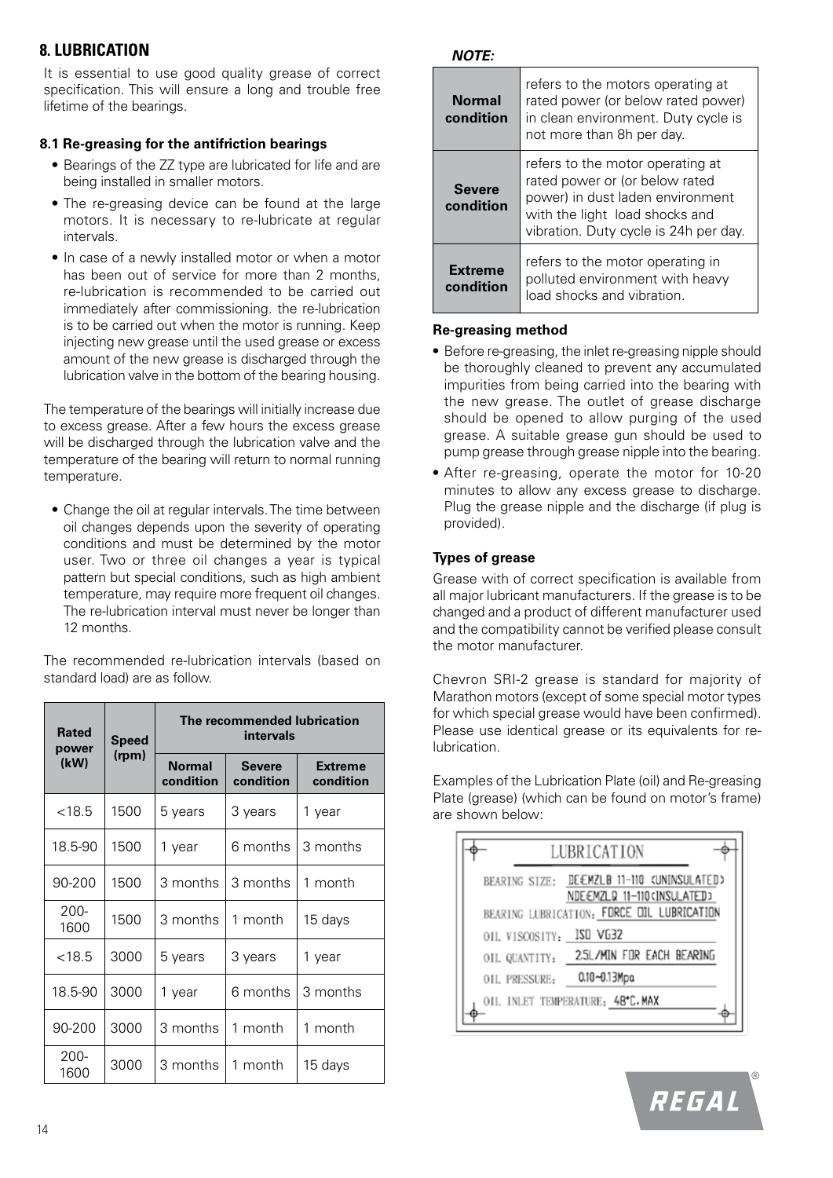## 8. LUBRICATION

It is essential to use good quality grease of correct specification. This will ensure a long and trouble free lifetime of the bearings.

### 8.1 Re-greasing for the antifriction bearings

- Bearings of the ZZ type are lubricated for life and are being installed in smaller motors.
- The re-greasing device can be found at the large motors. It is necessary to re-lubricate at regular intervals.
- In case of a newly installed motor or when a motor has been out of service for more than 2 months, re-lubrication is recommended to be carried out immediately after commissioning. the re-lubrication is to be carried out when the motor is running. Keep injecting new grease until the used grease or excess amount of the new grease is discharged through the lubrication valve in the bottom of the bearing housing.

The temperature of the bearings will initially increase due to excess grease. After a few hours the excess grease will be discharged through the lubrication valve and the temperature of the bearing will return to normal running temperature.

- Change the oil at regular intervals. The time between oil changes depends upon the severity of operating conditions and must be determined by the motor user. Two or three oil changes a year is typical pattern but special conditions, such as high ambient temperature, may require more frequent oil changes. The re-lubrication interval must never be longer than 12 months.

The recommended re-lubrication intervals (based on standard load) are as follow.

| Rated power (kW) | Speed (rpm) | The recommended lubrication intervals | | |
|---|---|---|---|---|
| | | Normal condition | Severe condition | Extreme condition |
| <18.5 | 1500 | 5 years | 3 years | 1 year |
| 18.5-90 | 1500 | 1 year | 6 months | 3 months |
| 90-200 | 1500 | 3 months | 3 months | 1 month |
| 200-1600 | 1500 | 3 months | 1 month | 15 days |
| <18.5 | 3000 | 5 years | 3 years | 1 year |
| 18.5-90 | 3000 | 1 year | 6 months | 3 months |
| 90-200 | 3000 | 3 months | 1 month | 1 month |
| 200-1600 | 3000 | 3 months | 1 month | 15 days |

***NOTE:***

| | |
|---|---|
| **Normal condition** | refers to the motors operating at rated power (or below rated power) in clean environment. Duty cycle is not more than 8h per day. |
| **Severe condition** | refers to the motor operating at rated power or (or below rated power) in dust laden environment with the light load shocks and vibration. Duty cycle is 24h per day. |
| **Extreme condition** | refers to the motor operating in polluted environment with heavy load shocks and vibration. |

#### Re-greasing method

- Before re-greasing, the inlet re-greasing nipple should be thoroughly cleaned to prevent any accumulated impurities from being carried into the bearing with the new grease. The outlet of grease discharge should be opened to allow purging of the used grease. A suitable grease gun should be used to pump grease through grease nipple into the bearing.
- After re-greasing, operate the motor for 10-20 minutes to allow any excess grease to discharge. Plug the grease nipple and the discharge (if plug is provided).

#### Types of grease

Grease with of correct specification is available from all major lubricant manufacturers. If the grease is to be changed and a product of different manufacturer used and the compatibility cannot be verified please consult the motor manufacturer.

Chevron SRI-2 grease is standard for majority of Marathon motors (except of some special motor types for which special grease would have been confirmed). Please use identical grease or its equivalents for re-lubrication.

Examples of the Lubrication Plate (oil) and Re-greasing Plate (grease) (which can be found on motor's frame) are shown below:

LUBRICATION

BEARING SIZE: DE:EMZLB 11-110 (UNINSULATED)
NDE:EMZLQ 11-110 (INSULATED)

BEARING LUBRICATION: FORCE OIL LUBRICATION

OIL VISCOSITY: ISO VG32

OIL QUANTITY: 2.5L/MIN FOR EACH BEARING

OIL PRESSURE: 0.10~0.13Mpa

OIL INLET TEMPERATURE: 48°C.MAX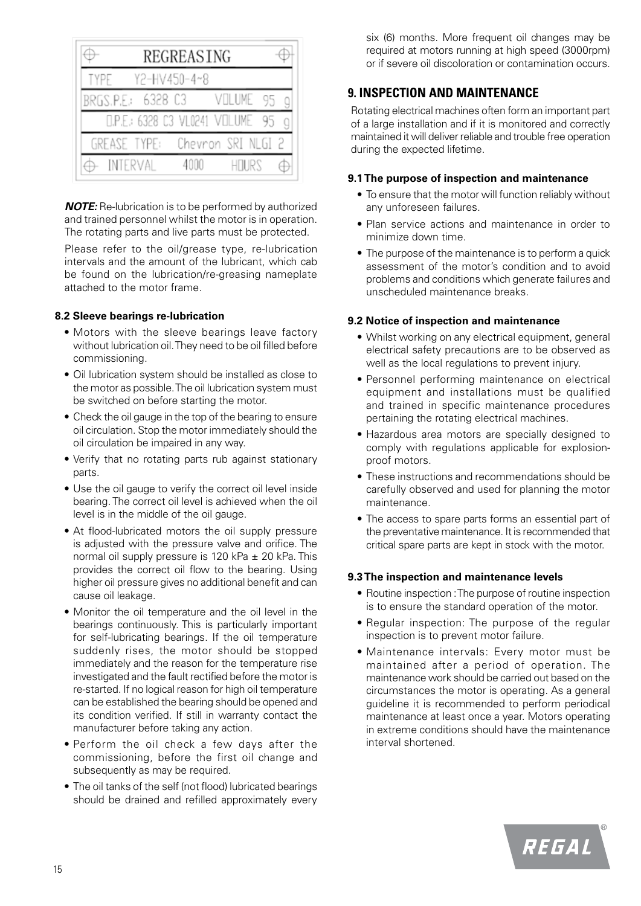| REGREASING | | |
|---|---|---|
| TYPE | Y2-HV450-4~8 | |
| BRGS.P.E.: 6328 C3 | VOLUME 95 g | |
| D.P.E.: 6328 C3 VL0241 | VOLUME 95 g | |
| GREASE TYPE: | Chevron SRI NLGI 2 | |
| INTERVAL | 4000 | HOURS |

***NOTE:*** Re-lubrication is to be performed by authorized and trained personnel whilst the motor is in operation. The rotating parts and live parts must be protected.

Please refer to the oil/grease type, re-lubrication intervals and the amount of the lubricant, which cab be found on the lubrication/re-greasing nameplate attached to the motor frame.

### 8.2 Sleeve bearings re-lubrication

- Motors with the sleeve bearings leave factory without lubrication oil. They need to be oil filled before commissioning.
- Oil lubrication system should be installed as close to the motor as possible. The oil lubrication system must be switched on before starting the motor.
- Check the oil gauge in the top of the bearing to ensure oil circulation. Stop the motor immediately should the oil circulation be impaired in any way.
- Verify that no rotating parts rub against stationary parts.
- Use the oil gauge to verify the correct oil level inside bearing. The correct oil level is achieved when the oil level is in the middle of the oil gauge.
- At flood-lubricated motors the oil supply pressure is adjusted with the pressure valve and orifice. The normal oil supply pressure is 120 kPa ± 20 kPa. This provides the correct oil flow to the bearing. Using higher oil pressure gives no additional benefit and can cause oil leakage.
- Monitor the oil temperature and the oil level in the bearings continuously. This is particularly important for self-lubricating bearings. If the oil temperature suddenly rises, the motor should be stopped immediately and the reason for the temperature rise investigated and the fault rectified before the motor is re-started. If no logical reason for high oil temperature can be established the bearing should be opened and its condition verified. If still in warranty contact the manufacturer before taking any action.
- Perform the oil check a few days after the commissioning, before the first oil change and subsequently as may be required.
- The oil tanks of the self (not flood) lubricated bearings should be drained and refilled approximately every six (6) months. More frequent oil changes may be required at motors running at high speed (3000rpm) or if severe oil discoloration or contamination occurs.

## 9. INSPECTION AND MAINTENANCE

Rotating electrical machines often form an important part of a large installation and if it is monitored and correctly maintained it will deliver reliable and trouble free operation during the expected lifetime.

### 9.1 The purpose of inspection and maintenance

- To ensure that the motor will function reliably without any unforeseen failures.
- Plan service actions and maintenance in order to minimize down time.
- The purpose of the maintenance is to perform a quick assessment of the motor's condition and to avoid problems and conditions which generate failures and unscheduled maintenance breaks.

### 9.2 Notice of inspection and maintenance

- Whilst working on any electrical equipment, general electrical safety precautions are to be observed as well as the local regulations to prevent injury.
- Personnel performing maintenance on electrical equipment and installations must be qualified and trained in specific maintenance procedures pertaining the rotating electrical machines.
- Hazardous area motors are specially designed to comply with regulations applicable for explosion-proof motors.
- These instructions and recommendations should be carefully observed and used for planning the motor maintenance.
- The access to spare parts forms an essential part of the preventative maintenance. It is recommended that critical spare parts are kept in stock with the motor.

### 9.3 The inspection and maintenance levels

- Routine inspection : The purpose of routine inspection is to ensure the standard operation of the motor.
- Regular inspection: The purpose of the regular inspection is to prevent motor failure.
- Maintenance intervals: Every motor must be maintained after a period of operation. The maintenance work should be carried out based on the circumstances the motor is operating. As a general guideline it is recommended to perform periodical maintenance at least once a year. Motors operating in extreme conditions should have the maintenance interval shortened.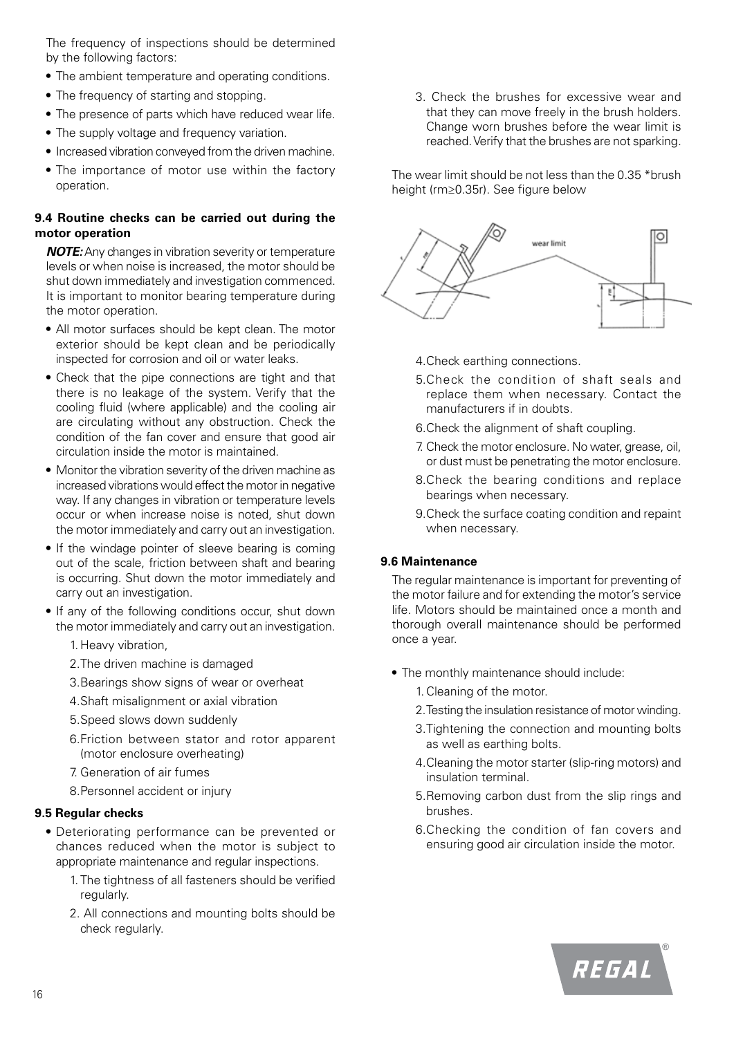The frequency of inspections should be determined by the following factors:

- The ambient temperature and operating conditions.
- The frequency of starting and stopping.
- The presence of parts which have reduced wear life.
- The supply voltage and frequency variation.
- Increased vibration conveyed from the driven machine.
- The importance of motor use within the factory operation.

### 9.4 Routine checks can be carried out during the motor operation

***NOTE:*** Any changes in vibration severity or temperature levels or when noise is increased, the motor should be shut down immediately and investigation commenced. It is important to monitor bearing temperature during the motor operation.

- All motor surfaces should be kept clean. The motor exterior should be kept clean and be periodically inspected for corrosion and oil or water leaks.
- Check that the pipe connections are tight and that there is no leakage of the system. Verify that the cooling fluid (where applicable) and the cooling air are circulating without any obstruction. Check the condition of the fan cover and ensure that good air circulation inside the motor is maintained.
- Monitor the vibration severity of the driven machine as increased vibrations would effect the motor in negative way. If any changes in vibration or temperature levels occur or when increase noise is noted, shut down the motor immediately and carry out an investigation.
- If the windage pointer of sleeve bearing is coming out of the scale, friction between shaft and bearing is occurring. Shut down the motor immediately and carry out an investigation.
- If any of the following conditions occur, shut down the motor immediately and carry out an investigation.
  1. Heavy vibration,
  2. The driven machine is damaged
  3. Bearings show signs of wear or overheat
  4. Shaft misalignment or axial vibration
  5. Speed slows down suddenly
  6. Friction between stator and rotor apparent (motor enclosure overheating)
  7. Generation of air fumes
  8. Personnel accident or injury

### 9.5 Regular checks

- Deteriorating performance can be prevented or chances reduced when the motor is subject to appropriate maintenance and regular inspections.
  1. The tightness of all fasteners should be verified regularly.
  2. All connections and mounting bolts should be check regularly.
  3. Check the brushes for excessive wear and that they can move freely in the brush holders. Change worn brushes before the wear limit is reached. Verify that the brushes are not sparking.

The wear limit should be not less than the 0.35 *brush height ($rm \geq 0.35r$). See figure below

wear limit

  4. Check earthing connections.
  5. Check the condition of shaft seals and replace them when necessary. Contact the manufacturers if in doubts.
  6. Check the alignment of shaft coupling.
  7. Check the motor enclosure. No water, grease, oil, or dust must be penetrating the motor enclosure.
  8. Check the bearing conditions and replace bearings when necessary.
  9. Check the surface coating condition and repaint when necessary.

### 9.6 Maintenance

The regular maintenance is important for preventing of the motor failure and for extending the motor's service life. Motors should be maintained once a month and thorough overall maintenance should be performed once a year.

- The monthly maintenance should include:
  1. Cleaning of the motor.
  2. Testing the insulation resistance of motor winding.
  3. Tightening the connection and mounting bolts as well as earthing bolts.
  4. Cleaning the motor starter (slip-ring motors) and insulation terminal.
  5. Removing carbon dust from the slip rings and brushes.
  6. Checking the condition of fan covers and ensuring good air circulation inside the motor.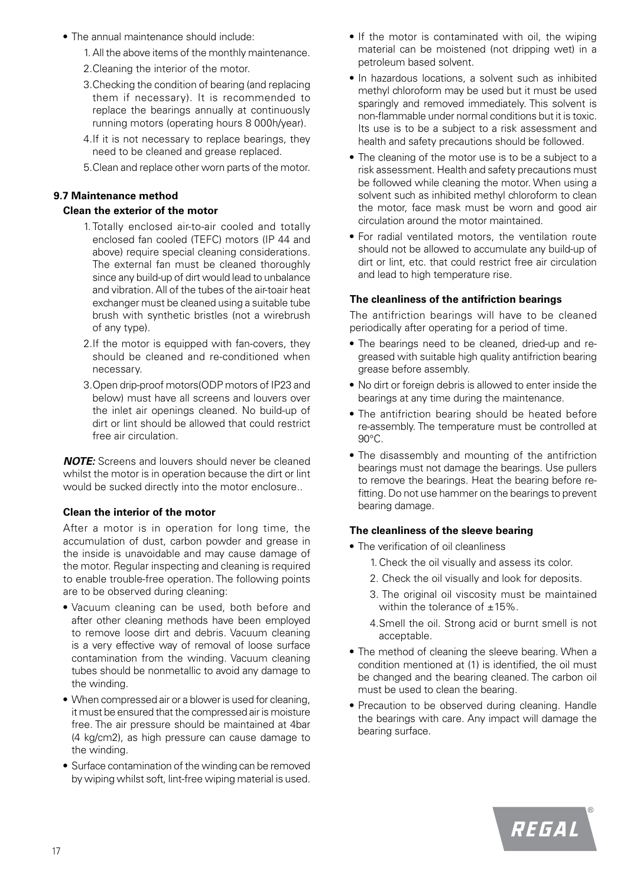- The annual maintenance should include:
    1. All the above items of the monthly maintenance.
    2. Cleaning the interior of the motor.
    3. Checking the condition of bearing (and replacing them if necessary). It is recommended to replace the bearings annually at continuously running motors (operating hours 8 000h/year).
    4. If it is not necessary to replace bearings, they need to be cleaned and grease replaced.
    5. Clean and replace other worn parts of the motor.

### 9.7 Maintenance method

#### Clean the exterior of the motor

1. Totally enclosed air-to-air cooled and totally enclosed fan cooled (TEFC) motors (IP 44 and above) require special cleaning considerations. The external fan must be cleaned thoroughly since any build-up of dirt would lead to unbalance and vibration. All of the tubes of the air-toair heat exchanger must be cleaned using a suitable tube brush with synthetic bristles (not a wirebrush of any type).
2. If the motor is equipped with fan-covers, they should be cleaned and re-conditioned when necessary.
3. Open drip-proof motors(ODP motors of IP23 and below) must have all screens and louvers over the inlet air openings cleaned. No build-up of dirt or lint should be allowed that could restrict free air circulation.

***NOTE:*** Screens and louvers should never be cleaned whilst the motor is in operation because the dirt or lint would be sucked directly into the motor enclosure..

#### Clean the interior of the motor

After a motor is in operation for long time, the accumulation of dust, carbon powder and grease in the inside is unavoidable and may cause damage of the motor. Regular inspecting and cleaning is required to enable trouble-free operation. The following points are to be observed during cleaning:

- Vacuum cleaning can be used, both before and after other cleaning methods have been employed to remove loose dirt and debris. Vacuum cleaning is a very effective way of removal of loose surface contamination from the winding. Vacuum cleaning tubes should be nonmetallic to avoid any damage to the winding.
- When compressed air or a blower is used for cleaning, it must be ensured that the compressed air is moisture free. The air pressure should be maintained at 4bar (4 kg/cm2), as high pressure can cause damage to the winding.
- Surface contamination of the winding can be removed by wiping whilst soft, lint-free wiping material is used.
- If the motor is contaminated with oil, the wiping material can be moistened (not dripping wet) in a petroleum based solvent.
- In hazardous locations, a solvent such as inhibited methyl chloroform may be used but it must be used sparingly and removed immediately. This solvent is non-flammable under normal conditions but it is toxic. Its use is to be a subject to a risk assessment and health and safety precautions should be followed.
- The cleaning of the motor use is to be a subject to a risk assessment. Health and safety precautions must be followed while cleaning the motor. When using a solvent such as inhibited methyl chloroform to clean the motor, face mask must be worn and good air circulation around the motor maintained.
- For radial ventilated motors, the ventilation route should not be allowed to accumulate any build-up of dirt or lint, etc. that could restrict free air circulation and lead to high temperature rise.

#### The cleanliness of the antifriction bearings

The antifriction bearings will have to be cleaned periodically after operating for a period of time.

- The bearings need to be cleaned, dried-up and re-greased with suitable high quality antifriction bearing grease before assembly.
- No dirt or foreign debris is allowed to enter inside the bearings at any time during the maintenance.
- The antifriction bearing should be heated before re-assembly. The temperature must be controlled at 90°C.
- The disassembly and mounting of the antifriction bearings must not damage the bearings. Use pullers to remove the bearings. Heat the bearing before re-fitting. Do not use hammer on the bearings to prevent bearing damage.

#### The cleanliness of the sleeve bearing

- The verification of oil cleanliness
    1. Check the oil visually and assess its color.
    2. Check the oil visually and look for deposits.
    3. The original oil viscosity must be maintained within the tolerance of ±15%.
    4. Smell the oil. Strong acid or burnt smell is not acceptable.
- The method of cleaning the sleeve bearing. When a condition mentioned at (1) is identified, the oil must be changed and the bearing cleaned. The carbon oil must be used to clean the bearing.
- Precaution to be observed during cleaning. Handle the bearings with care. Any impact will damage the bearing surface.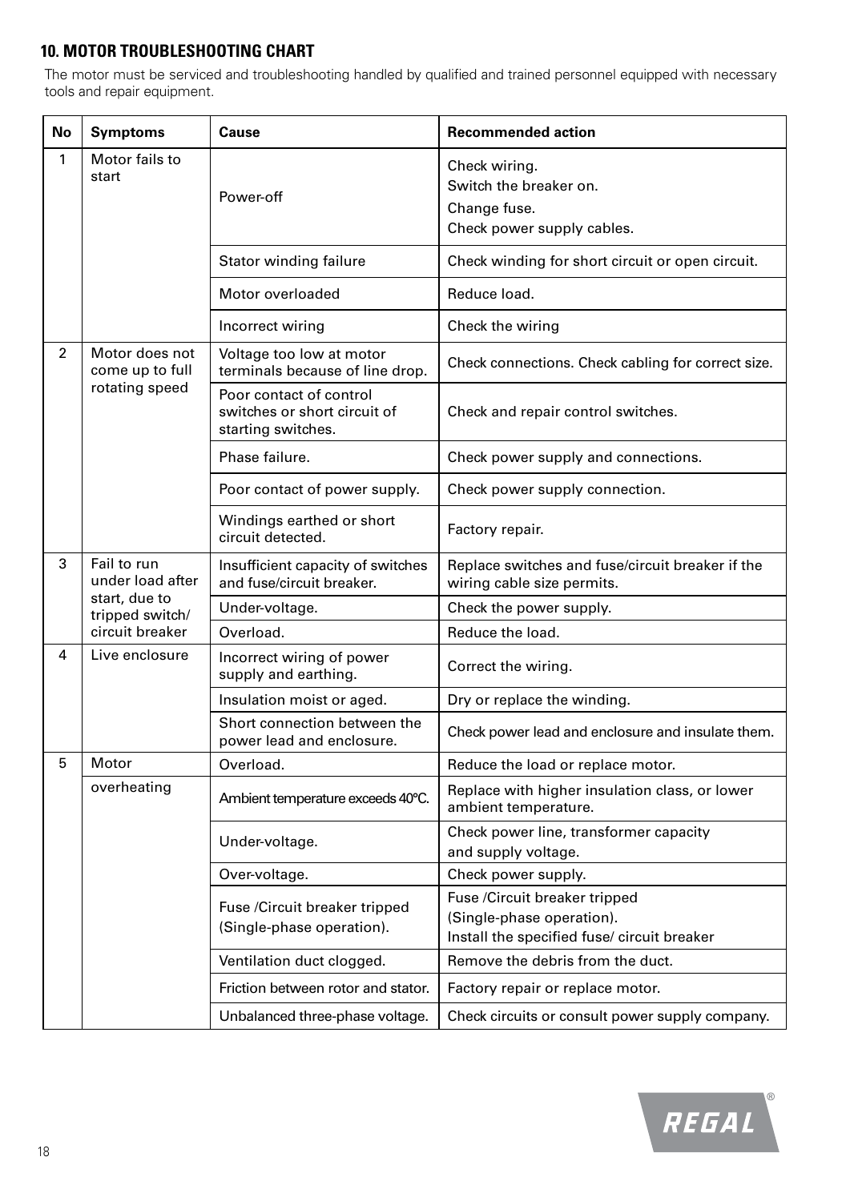## 10. MOTOR TROUBLESHOOTING CHART

The motor must be serviced and troubleshooting handled by qualified and trained personnel equipped with necessary tools and repair equipment.

| No | Symptoms | Cause | Recommended action |
|---|---|---|---|
| 1 | Motor fails to start | Power-off | Check wiring.<br>Switch the breaker on.<br>Change fuse.<br>Check power supply cables. |
| | | Stator winding failure | Check winding for short circuit or open circuit. |
| | | Motor overloaded | Reduce load. |
| | | Incorrect wiring | Check the wiring |
| 2 | Motor does not come up to full rotating speed | Voltage too low at motor terminals because of line drop. | Check connections. Check cabling for correct size. |
| | | Poor contact of control switches or short circuit of starting switches. | Check and repair control switches. |
| | | Phase failure. | Check power supply and connections. |
| | | Poor contact of power supply. | Check power supply connection. |
| | | Windings earthed or short circuit detected. | Factory repair. |
| 3 | Fail to run under load after start, due to tripped switch/ circuit breaker | Insufficient capacity of switches and fuse/circuit breaker. | Replace switches and fuse/circuit breaker if the wiring cable size permits. |
| | | Under-voltage. | Check the power supply. |
| | | Overload. | Reduce the load. |
| 4 | Live enclosure | Incorrect wiring of power supply and earthing. | Correct the wiring. |
| | | Insulation moist or aged. | Dry or replace the winding. |
| | | Short connection between the power lead and enclosure. | Check power lead and enclosure and insulate them. |
| 5 | Motor overheating | Overload. | Reduce the load or replace motor. |
| | | Ambient temperature exceeds 40°C. | Replace with higher insulation class, or lower ambient temperature. |
| | | Under-voltage. | Check power line, transformer capacity and supply voltage. |
| | | Over-voltage. | Check power supply. |
| | | Fuse /Circuit breaker tripped (Single-phase operation). | Fuse /Circuit breaker tripped<br>(Single-phase operation).<br>Install the specified fuse/ circuit breaker |
| | | Ventilation duct clogged. | Remove the debris from the duct. |
| | | Friction between rotor and stator. | Factory repair or replace motor. |
| | | Unbalanced three-phase voltage. | Check circuits or consult power supply company. |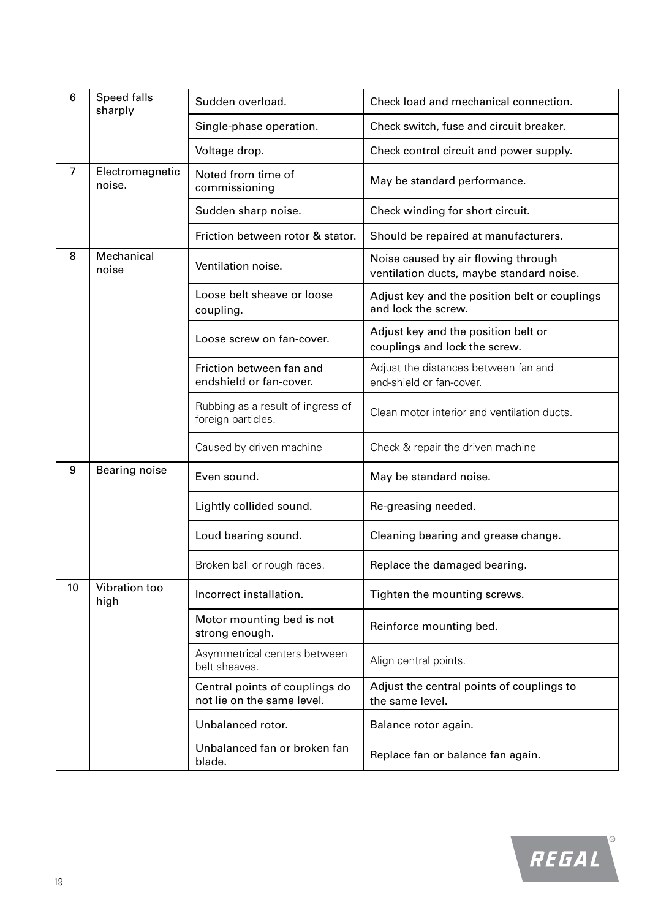| | | | |
|---|---|---|---|
| 6 | Speed falls sharply | Sudden overload. | Check load and mechanical connection. |
| | | Single-phase operation. | Check switch, fuse and circuit breaker. |
| | | Voltage drop. | Check control circuit and power supply. |
| 7 | Electromagnetic noise. | Noted from time of commissioning | May be standard performance. |
| | | Sudden sharp noise. | Check winding for short circuit. |
| | | Friction between rotor & stator. | Should be repaired at manufacturers. |
| 8 | Mechanical noise | Ventilation noise. | Noise caused by air flowing through ventilation ducts, maybe standard noise. |
| | | Loose belt sheave or loose coupling. | Adjust key and the position belt or couplings and lock the screw. |
| | | Loose screw on fan-cover. | Adjust key and the position belt or couplings and lock the screw. |
| | | Friction between fan and endshield or fan-cover. | Adjust the distances between fan and end-shield or fan-cover. |
| | | Rubbing as a result of ingress of foreign particles. | Clean motor interior and ventilation ducts. |
| | | Caused by driven machine | Check & repair the driven machine |
| 9 | Bearing noise | Even sound. | May be standard noise. |
| | | Lightly collided sound. | Re-greasing needed. |
| | | Loud bearing sound. | Cleaning bearing and grease change. |
| | | Broken ball or rough races. | Replace the damaged bearing. |
| 10 | Vibration too high | Incorrect installation. | Tighten the mounting screws. |
| | | Motor mounting bed is not strong enough. | Reinforce mounting bed. |
| | | Asymmetrical centers between belt sheaves. | Align central points. |
| | | Central points of couplings do not lie on the same level. | Adjust the central points of couplings to the same level. |
| | | Unbalanced rotor. | Balance rotor again. |
| | | Unbalanced fan or broken fan blade. | Replace fan or balance fan again. |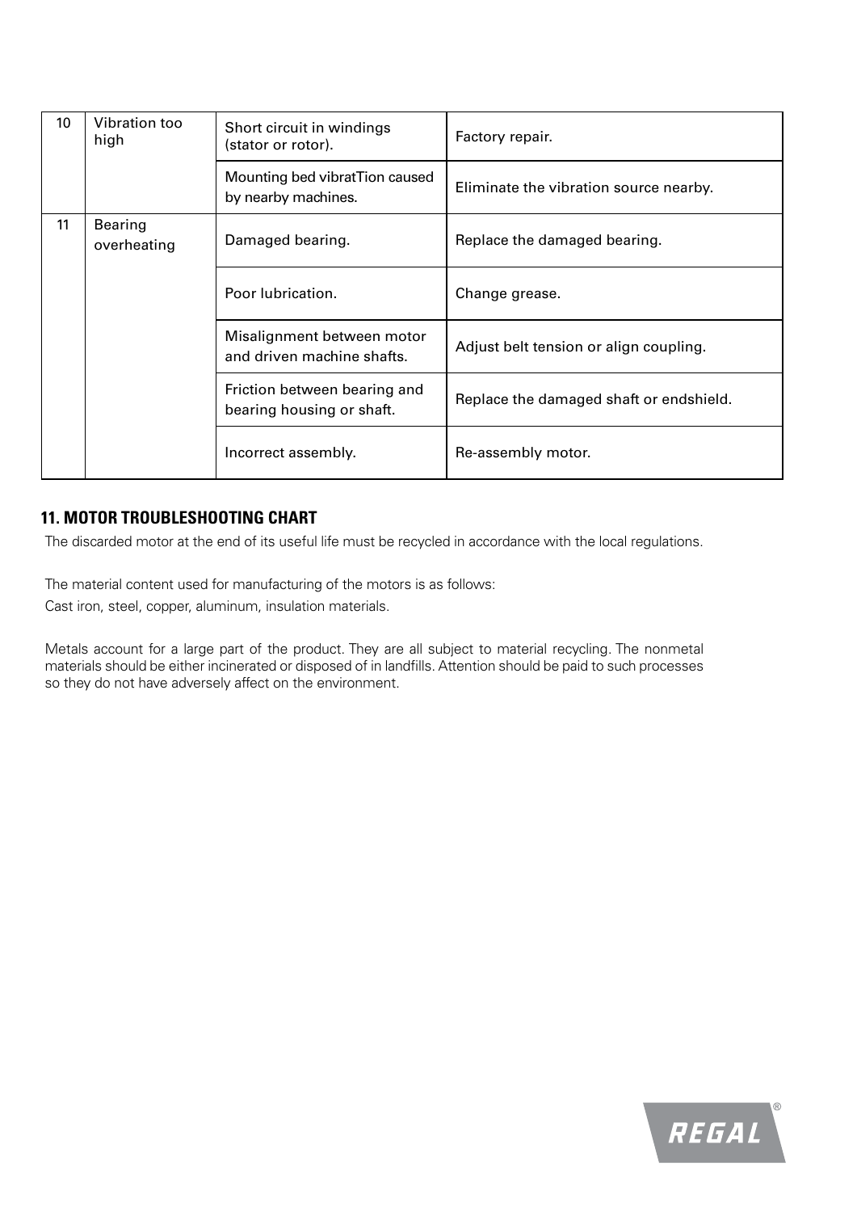| 10 | Vibration too high | Short circuit in windings (stator or rotor). | Factory repair. |
|---|---|---|---|
| | | Mounting bed vibratTion caused by nearby machines. | Eliminate the vibration source nearby. |
| 11 | Bearing overheating | Damaged bearing. | Replace the damaged bearing. |
| | | Poor lubrication. | Change grease. |
| | | Misalignment between motor and driven machine shafts. | Adjust belt tension or align coupling. |
| | | Friction between bearing and bearing housing or shaft. | Replace the damaged shaft or endshield. |
| | | Incorrect assembly. | Re-assembly motor. |

## 11. MOTOR TROUBLESHOOTING CHART

The discarded motor at the end of its useful life must be recycled in accordance with the local regulations.

The material content used for manufacturing of the motors is as follows:
Cast iron, steel, copper, aluminum, insulation materials.

Metals account for a large part of the product. They are all subject to material recycling. The nonmetal materials should be either incinerated or disposed of in landfills. Attention should be paid to such processes so they do not have adversely affect on the environment.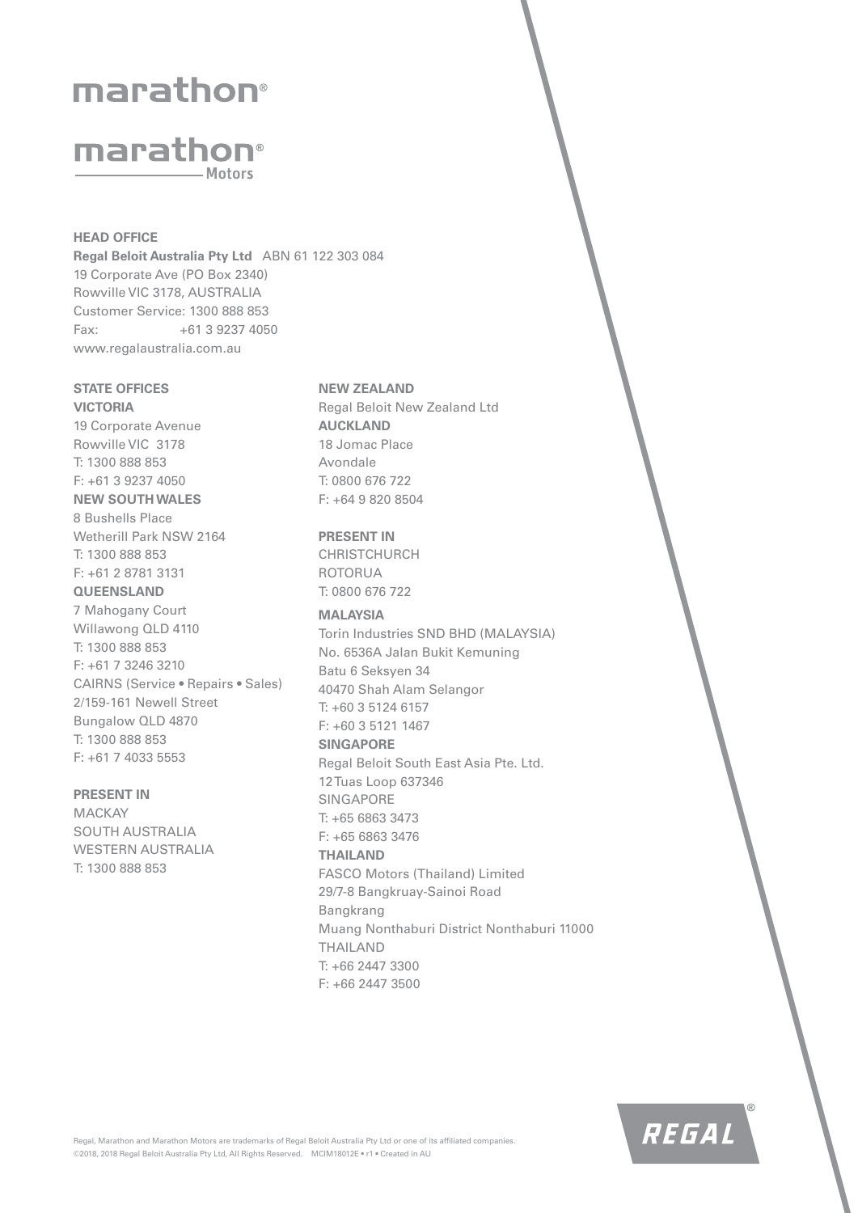marathon®

marathon® Motors

**HEAD OFFICE**
**Regal Beloit Australia Pty Ltd** ABN 61 122 303 084
19 Corporate Ave (PO Box 2340)
Rowville VIC 3178, AUSTRALIA
Customer Service: 1300 888 853
Fax: +61 3 9237 4050
www.regalaustralia.com.au

**STATE OFFICES**

**VICTORIA**
19 Corporate Avenue
Rowville VIC 3178
T: 1300 888 853
F: +61 3 9237 4050

**NEW SOUTH WALES**
8 Bushells Place
Wetherill Park NSW 2164
T: 1300 888 853
F: +61 2 8781 3131

**QUEENSLAND**
7 Mahogany Court
Willawong QLD 4110
T: 1300 888 853
F: +61 7 3246 3210
CAIRNS (Service • Repairs • Sales)
2/159-161 Newell Street
Bungalow QLD 4870
T: 1300 888 853
F: +61 7 4033 5553

**PRESENT IN**
MACKAY
SOUTH AUSTRALIA
WESTERN AUSTRALIA
T: 1300 888 853

**NEW ZEALAND**
Regal Beloit New Zealand Ltd

**AUCKLAND**
18 Jomac Place
Avondale
T: 0800 676 722
F: +64 9 820 8504

**PRESENT IN**
CHRISTCHURCH
ROTORUA
T: 0800 676 722

**MALAYSIA**
Torin Industries SND BHD (MALAYSIA)
No. 6536A Jalan Bukit Kemuning
Batu 6 Seksyen 34
40470 Shah Alam Selangor
T: +60 3 5124 6157
F: +60 3 5121 1467

**SINGAPORE**
Regal Beloit South East Asia Pte. Ltd.
12 Tuas Loop 637346
SINGAPORE
T: +65 6863 3473
F: +65 6863 3476

**THAILAND**
FASCO Motors (Thailand) Limited
29/7-8 Bangkruay-Sainoi Road
Bangkrang
Muang Nonthaburi District Nonthaburi 11000
THAILAND
T: +66 2447 3300
F: +66 2447 3500

REGAL®

Regal, Marathon and Marathon Motors are trademarks of Regal Beloit Australia Pty Ltd or one of its affiliated companies.
©2018, 2018 Regal Beloit Australia Pty Ltd, All Rights Reserved. MCIM18012E • r1 • Created in AU